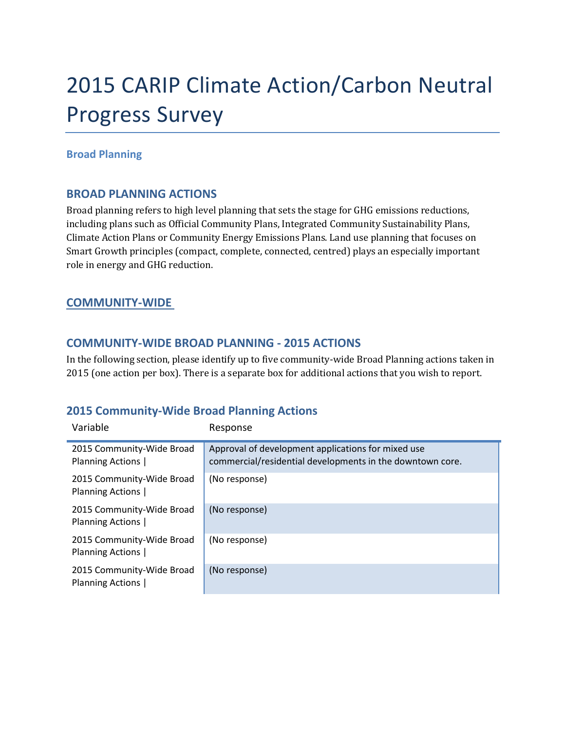# 2015 CARIP Climate Action/Carbon Neutral Progress Survey

### Broad Planning

## BROAD PLANNING ACTIONS

Broad planning refers to high level planning that sets the stage for GHG emissions reductions, including plans such as Official Community Plans, Integrated Community Sustainability Plans, Climate Action Plans or Community Energy Emissions Plans. Land use planning that focuses on Smart Growth principles (compact, complete, connected, centred) plays an especially important role in energy and GHG reduction.

## COMMUNITY-WIDE

## COMMUNITY-WIDE BROAD PLANNING - 2015 ACTIONS

In the following section, please identify up to five community-wide Broad Planning actions taken in 2015 (one action per box). There is a separate box for additional actions that you wish to report.

### 2015 Community-Wide Broad Planning Actions

| Variable | Response |
|---|---|
| 2015 Community-Wide Broad Planning Actions \| | Approval of development applications for mixed use commercial/residential developments in the downtown core. |
| 2015 Community-Wide Broad Planning Actions \| | (No response) |
| 2015 Community-Wide Broad Planning Actions \| | (No response) |
| 2015 Community-Wide Broad Planning Actions \| | (No response) |
| 2015 Community-Wide Broad Planning Actions \| | (No response) |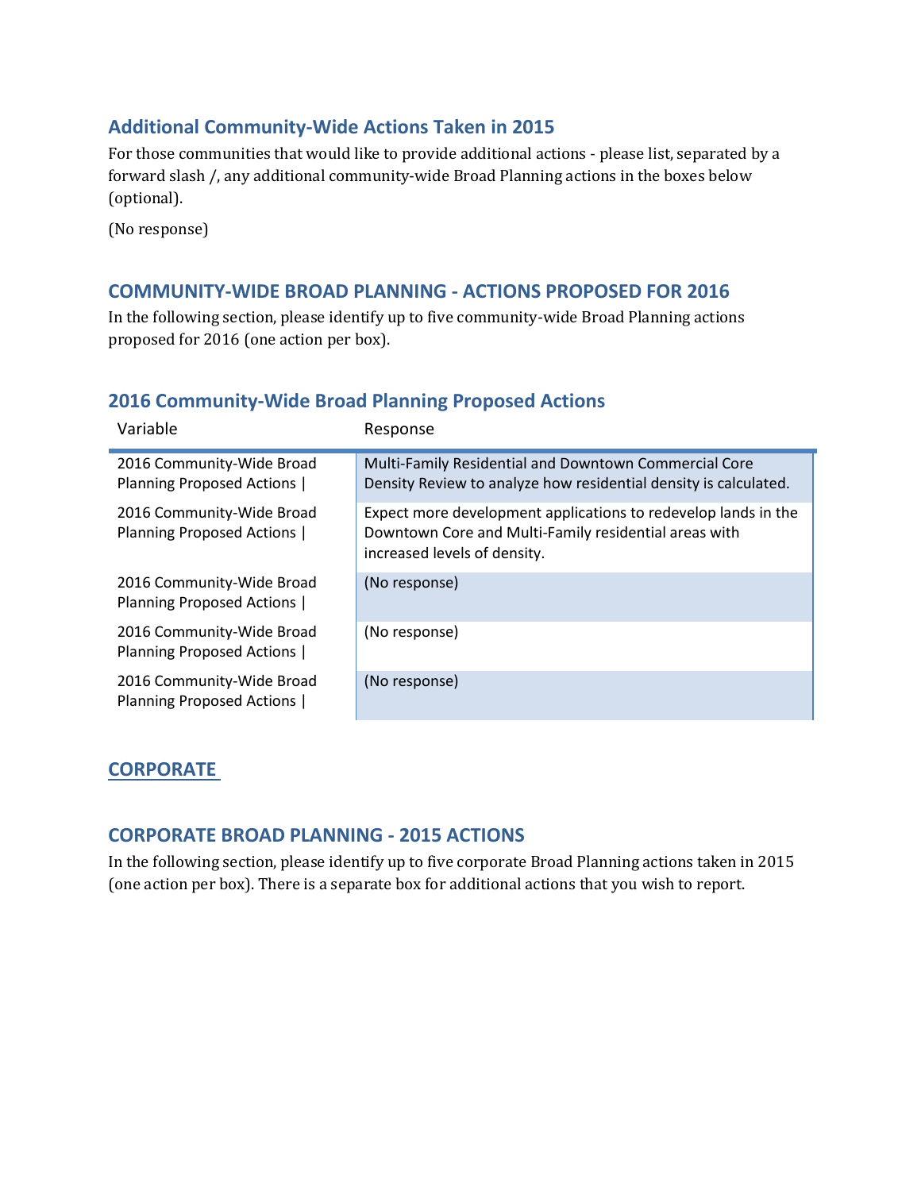### Additional Community-Wide Actions Taken in 2015

For those communities that would like to provide additional actions - please list, separated by a forward slash /, any additional community-wide Broad Planning actions in the boxes below (optional).

(No response)

### COMMUNITY-WIDE BROAD PLANNING - ACTIONS PROPOSED FOR 2016

In the following section, please identify up to five community-wide Broad Planning actions proposed for 2016 (one action per box).

### 2016 Community-Wide Broad Planning Proposed Actions

| Variable | Response |
|---|---|
| 2016 Community-Wide Broad Planning Proposed Actions \| | Multi-Family Residential and Downtown Commercial Core Density Review to analyze how residential density is calculated. |
| 2016 Community-Wide Broad Planning Proposed Actions \| | Expect more development applications to redevelop lands in the Downtown Core and Multi-Family residential areas with increased levels of density. |
| 2016 Community-Wide Broad Planning Proposed Actions \| | (No response) |
| 2016 Community-Wide Broad Planning Proposed Actions \| | (No response) |
| 2016 Community-Wide Broad Planning Proposed Actions \| | (No response) |

## CORPORATE

### CORPORATE BROAD PLANNING - 2015 ACTIONS

In the following section, please identify up to five corporate Broad Planning actions taken in 2015 (one action per box). There is a separate box for additional actions that you wish to report.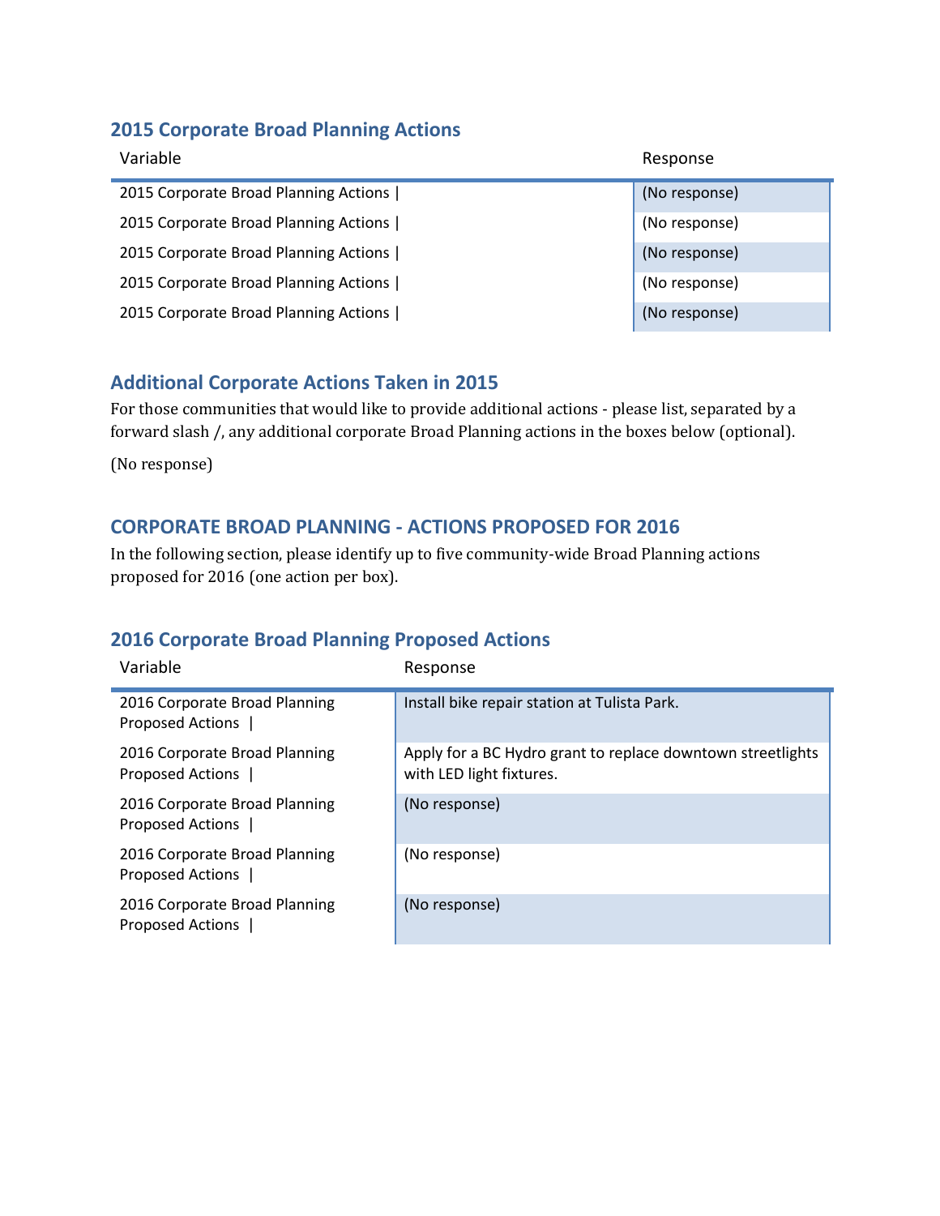### 2015 Corporate Broad Planning Actions

| Variable | Response |
|---|---|
| 2015 Corporate Broad Planning Actions \| | (No response) |
| 2015 Corporate Broad Planning Actions \| | (No response) |
| 2015 Corporate Broad Planning Actions \| | (No response) |
| 2015 Corporate Broad Planning Actions \| | (No response) |
| 2015 Corporate Broad Planning Actions \| | (No response) |

### Additional Corporate Actions Taken in 2015

For those communities that would like to provide additional actions - please list, separated by a forward slash /, any additional corporate Broad Planning actions in the boxes below (optional).

(No response)

### CORPORATE BROAD PLANNING - ACTIONS PROPOSED FOR 2016

In the following section, please identify up to five community-wide Broad Planning actions proposed for 2016 (one action per box).

### 2016 Corporate Broad Planning Proposed Actions

| Variable | Response |
|---|---|
| 2016 Corporate Broad Planning Proposed Actions \| | Install bike repair station at Tulista Park. |
| 2016 Corporate Broad Planning Proposed Actions \| | Apply for a BC Hydro grant to replace downtown streetlights with LED light fixtures. |
| 2016 Corporate Broad Planning Proposed Actions \| | (No response) |
| 2016 Corporate Broad Planning Proposed Actions \| | (No response) |
| 2016 Corporate Broad Planning Proposed Actions \| | (No response) |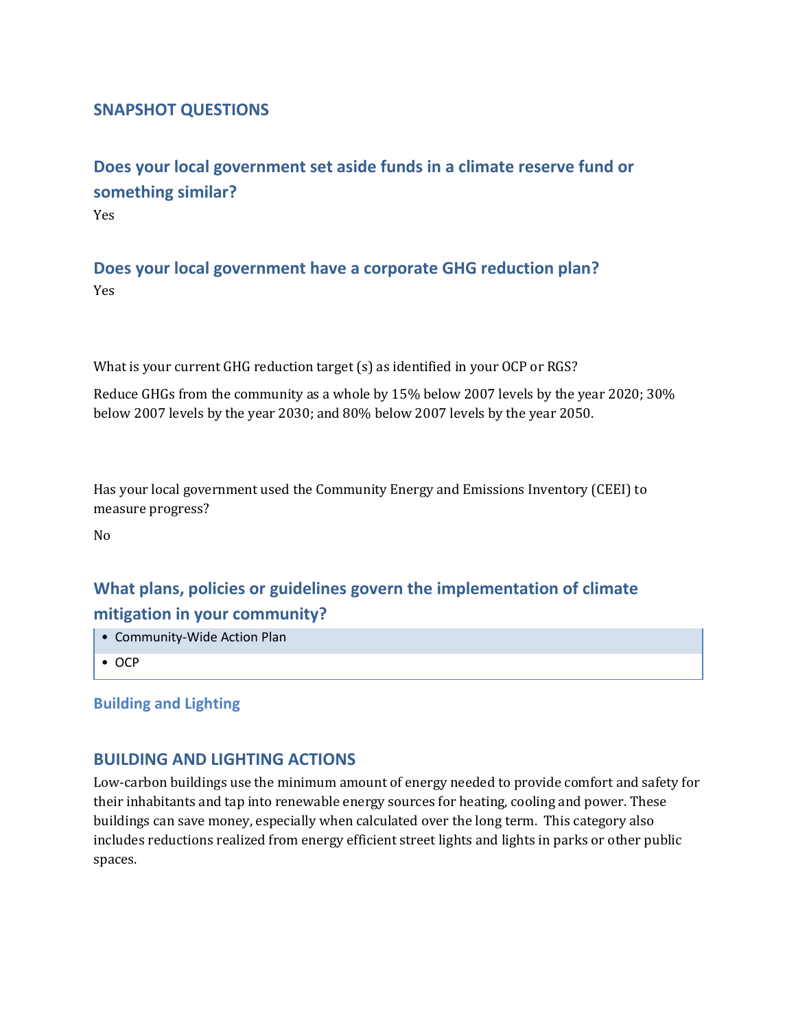## SNAPSHOT QUESTIONS

### Does your local government set aside funds in a climate reserve fund or something similar?

Yes

### Does your local government have a corporate GHG reduction plan?

Yes

What is your current GHG reduction target (s) as identified in your OCP or RGS?

Reduce GHGs from the community as a whole by 15% below 2007 levels by the year 2020; 30% below 2007 levels by the year 2030; and 80% below 2007 levels by the year 2050.

Has your local government used the Community Energy and Emissions Inventory (CEEI) to measure progress?

No

### What plans, policies or guidelines govern the implementation of climate mitigation in your community?

- Community-Wide Action Plan
- OCP

#### Building and Lighting

## BUILDING AND LIGHTING ACTIONS

Low-carbon buildings use the minimum amount of energy needed to provide comfort and safety for their inhabitants and tap into renewable energy sources for heating, cooling and power. These buildings can save money, especially when calculated over the long term. This category also includes reductions realized from energy efficient street lights and lights in parks or other public spaces.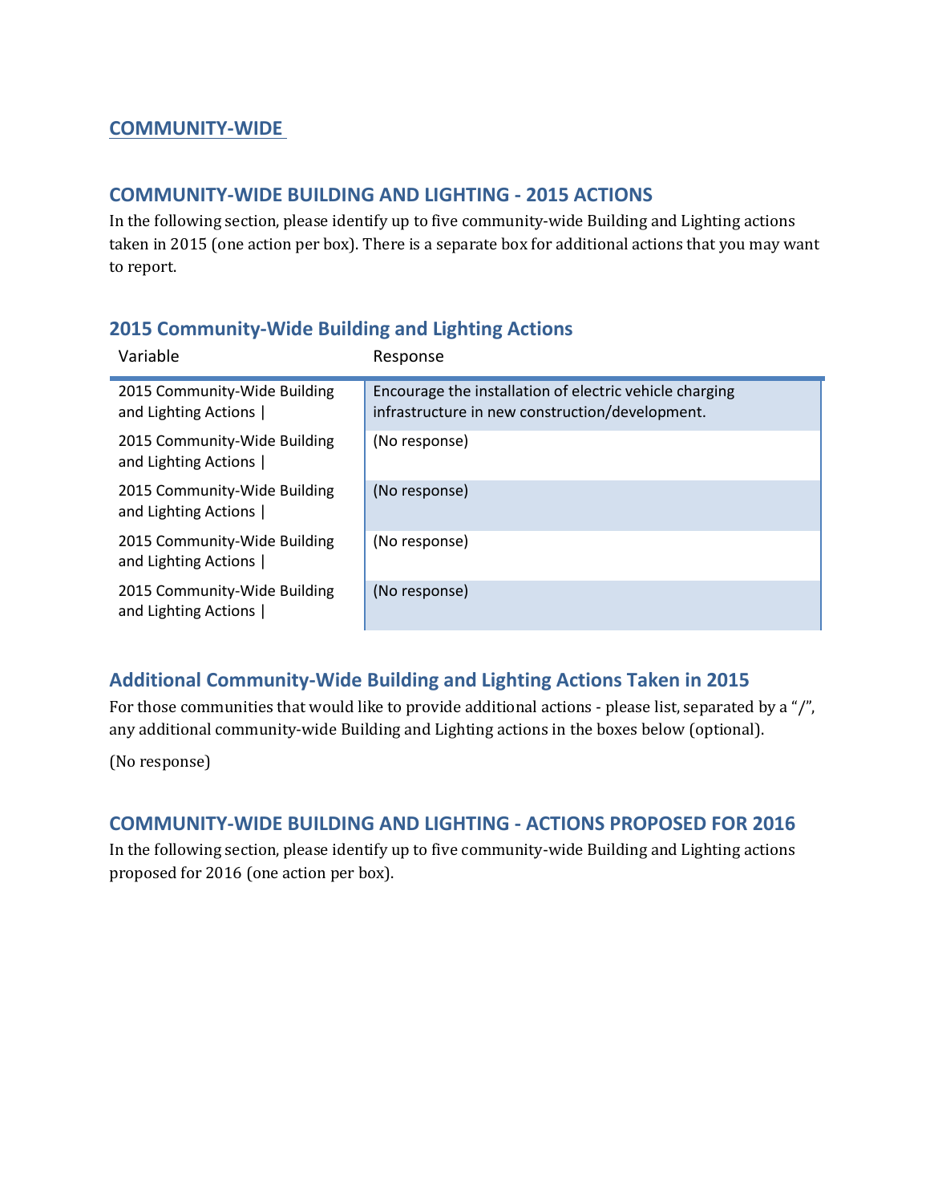## COMMUNITY-WIDE

### COMMUNITY-WIDE BUILDING AND LIGHTING - 2015 ACTIONS

In the following section, please identify up to five community-wide Building and Lighting actions taken in 2015 (one action per box). There is a separate box for additional actions that you may want to report.

### 2015 Community-Wide Building and Lighting Actions

| Variable | Response |
|---|---|
| 2015 Community-Wide Building and Lighting Actions \| | Encourage the installation of electric vehicle charging infrastructure in new construction/development. |
| 2015 Community-Wide Building and Lighting Actions \| | (No response) |
| 2015 Community-Wide Building and Lighting Actions \| | (No response) |
| 2015 Community-Wide Building and Lighting Actions \| | (No response) |
| 2015 Community-Wide Building and Lighting Actions \| | (No response) |

### Additional Community-Wide Building and Lighting Actions Taken in 2015

For those communities that would like to provide additional actions - please list, separated by a "/", any additional community-wide Building and Lighting actions in the boxes below (optional).

(No response)

### COMMUNITY-WIDE BUILDING AND LIGHTING - ACTIONS PROPOSED FOR 2016

In the following section, please identify up to five community-wide Building and Lighting actions proposed for 2016 (one action per box).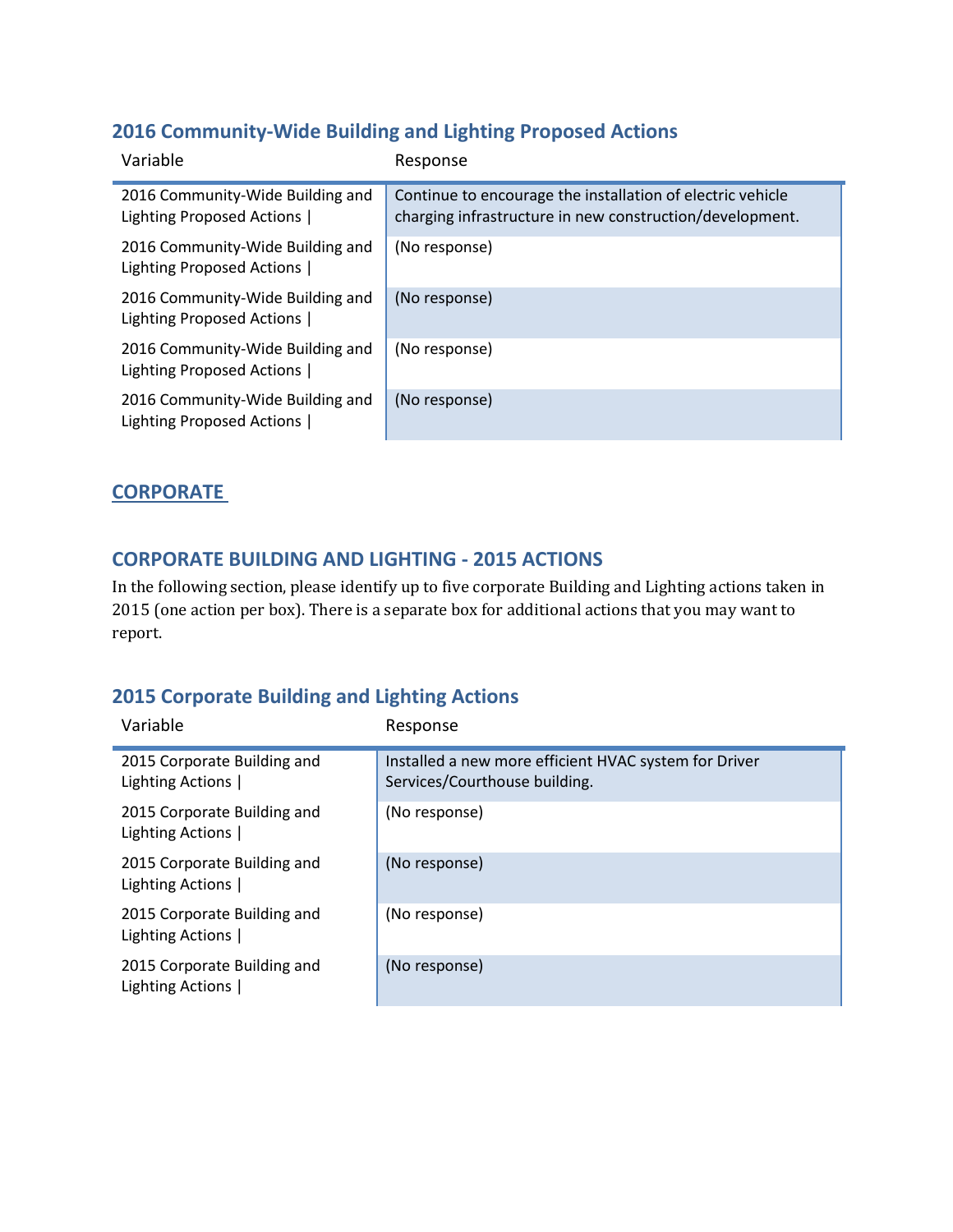### 2016 Community-Wide Building and Lighting Proposed Actions

| Variable | Response |
|---|---|
| 2016 Community-Wide Building and Lighting Proposed Actions \| | Continue to encourage the installation of electric vehicle charging infrastructure in new construction/development. |
| 2016 Community-Wide Building and Lighting Proposed Actions \| | (No response) |
| 2016 Community-Wide Building and Lighting Proposed Actions \| | (No response) |
| 2016 Community-Wide Building and Lighting Proposed Actions \| | (No response) |
| 2016 Community-Wide Building and Lighting Proposed Actions \| | (No response) |

## CORPORATE

### CORPORATE BUILDING AND LIGHTING - 2015 ACTIONS

In the following section, please identify up to five corporate Building and Lighting actions taken in 2015 (one action per box). There is a separate box for additional actions that you may want to report.

### 2015 Corporate Building and Lighting Actions

| Variable | Response |
|---|---|
| 2015 Corporate Building and Lighting Actions \| | Installed a new more efficient HVAC system for Driver Services/Courthouse building. |
| 2015 Corporate Building and Lighting Actions \| | (No response) |
| 2015 Corporate Building and Lighting Actions \| | (No response) |
| 2015 Corporate Building and Lighting Actions \| | (No response) |
| 2015 Corporate Building and Lighting Actions \| | (No response) |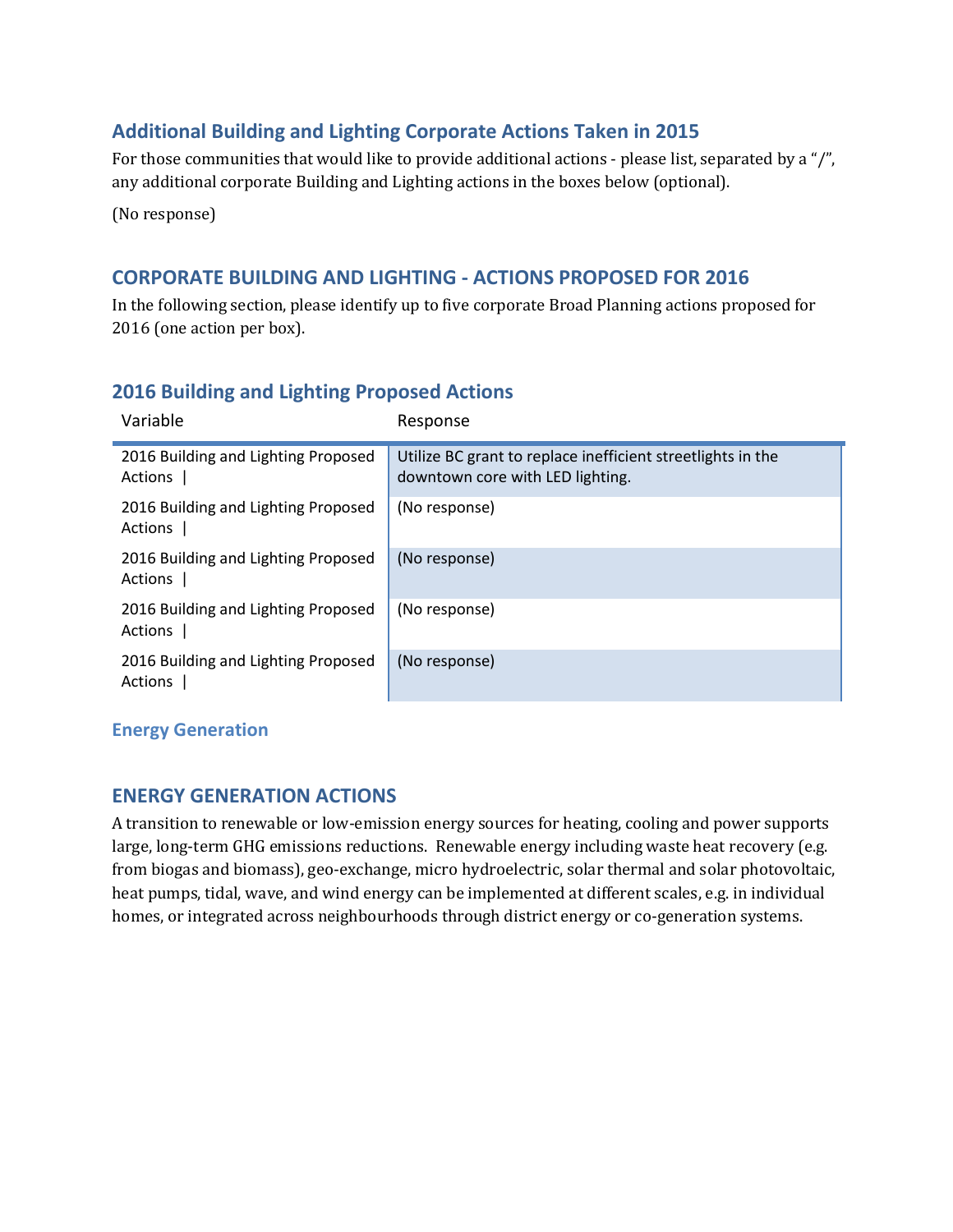### Additional Building and Lighting Corporate Actions Taken in 2015

For those communities that would like to provide additional actions - please list, separated by a "/", any additional corporate Building and Lighting actions in the boxes below (optional).

(No response)

### CORPORATE BUILDING AND LIGHTING - ACTIONS PROPOSED FOR 2016

In the following section, please identify up to five corporate Broad Planning actions proposed for 2016 (one action per box).

### 2016 Building and Lighting Proposed Actions

| Variable | Response |
|---|---|
| 2016 Building and Lighting Proposed Actions \| | Utilize BC grant to replace inefficient streetlights in the downtown core with LED lighting. |
| 2016 Building and Lighting Proposed Actions \| | (No response) |
| 2016 Building and Lighting Proposed Actions \| | (No response) |
| 2016 Building and Lighting Proposed Actions \| | (No response) |
| 2016 Building and Lighting Proposed Actions \| | (No response) |

#### Energy Generation

### ENERGY GENERATION ACTIONS

A transition to renewable or low-emission energy sources for heating, cooling and power supports large, long-term GHG emissions reductions. Renewable energy including waste heat recovery (e.g. from biogas and biomass), geo-exchange, micro hydroelectric, solar thermal and solar photovoltaic, heat pumps, tidal, wave, and wind energy can be implemented at different scales, e.g. in individual homes, or integrated across neighbourhoods through district energy or co-generation systems.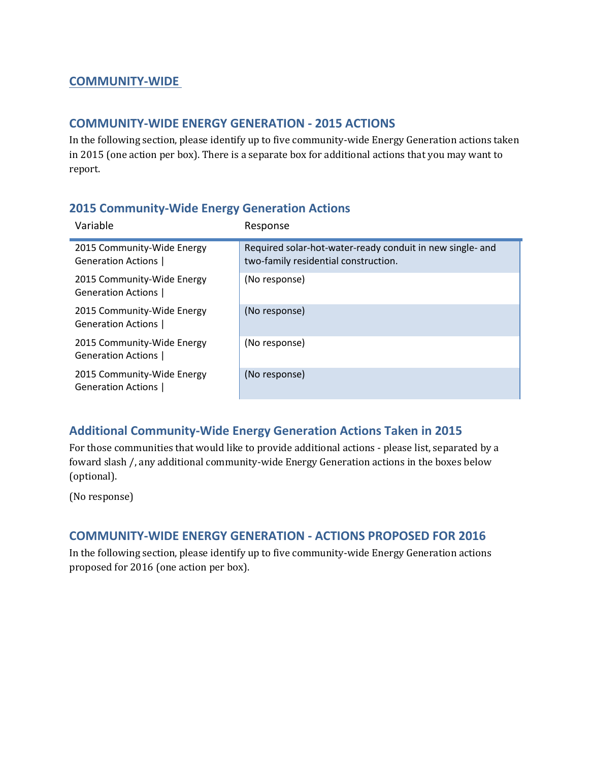## COMMUNITY-WIDE

### COMMUNITY-WIDE ENERGY GENERATION - 2015 ACTIONS

In the following section, please identify up to five community-wide Energy Generation actions taken in 2015 (one action per box). There is a separate box for additional actions that you may want to report.

### 2015 Community-Wide Energy Generation Actions

| Variable | Response |
|---|---|
| 2015 Community-Wide Energy Generation Actions \| | Required solar-hot-water-ready conduit in new single- and two-family residential construction. |
| 2015 Community-Wide Energy Generation Actions \| | (No response) |
| 2015 Community-Wide Energy Generation Actions \| | (No response) |
| 2015 Community-Wide Energy Generation Actions \| | (No response) |
| 2015 Community-Wide Energy Generation Actions \| | (No response) |

### Additional Community-Wide Energy Generation Actions Taken in 2015

For those communities that would like to provide additional actions - please list, separated by a foward slash /, any additional community-wide Energy Generation actions in the boxes below (optional).

(No response)

### COMMUNITY-WIDE ENERGY GENERATION - ACTIONS PROPOSED FOR 2016

In the following section, please identify up to five community-wide Energy Generation actions proposed for 2016 (one action per box).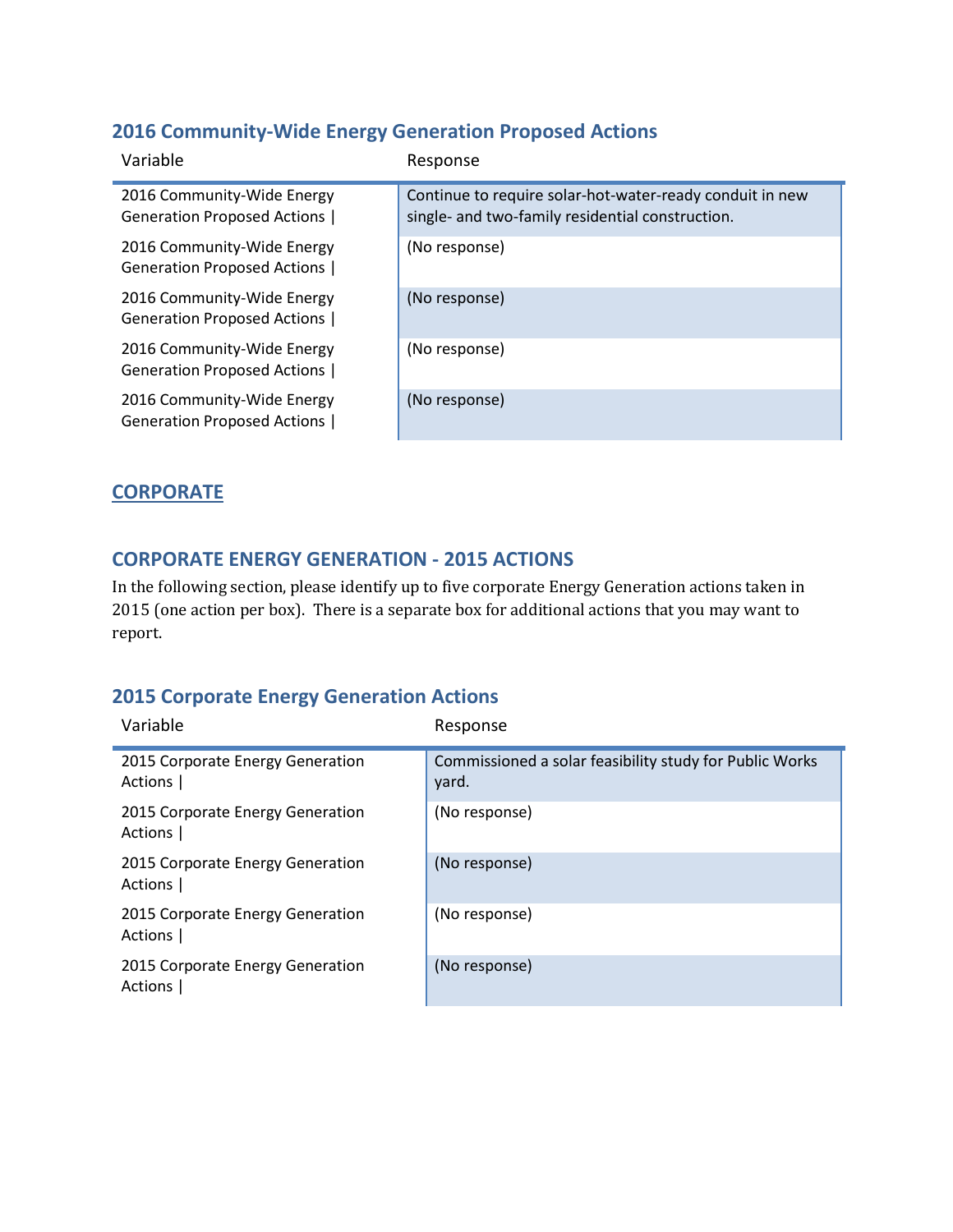### 2016 Community-Wide Energy Generation Proposed Actions

| Variable | Response |
| --- | --- |
| 2016 Community-Wide Energy Generation Proposed Actions \| | Continue to require solar-hot-water-ready conduit in new single- and two-family residential construction. |
| 2016 Community-Wide Energy Generation Proposed Actions \| | (No response) |
| 2016 Community-Wide Energy Generation Proposed Actions \| | (No response) |
| 2016 Community-Wide Energy Generation Proposed Actions \| | (No response) |
| 2016 Community-Wide Energy Generation Proposed Actions \| | (No response) |

## CORPORATE

### CORPORATE ENERGY GENERATION - 2015 ACTIONS

In the following section, please identify up to five corporate Energy Generation actions taken in 2015 (one action per box). There is a separate box for additional actions that you may want to report.

### 2015 Corporate Energy Generation Actions

| Variable | Response |
| --- | --- |
| 2015 Corporate Energy Generation Actions \| | Commissioned a solar feasibility study for Public Works yard. |
| 2015 Corporate Energy Generation Actions \| | (No response) |
| 2015 Corporate Energy Generation Actions \| | (No response) |
| 2015 Corporate Energy Generation Actions \| | (No response) |
| 2015 Corporate Energy Generation Actions \| | (No response) |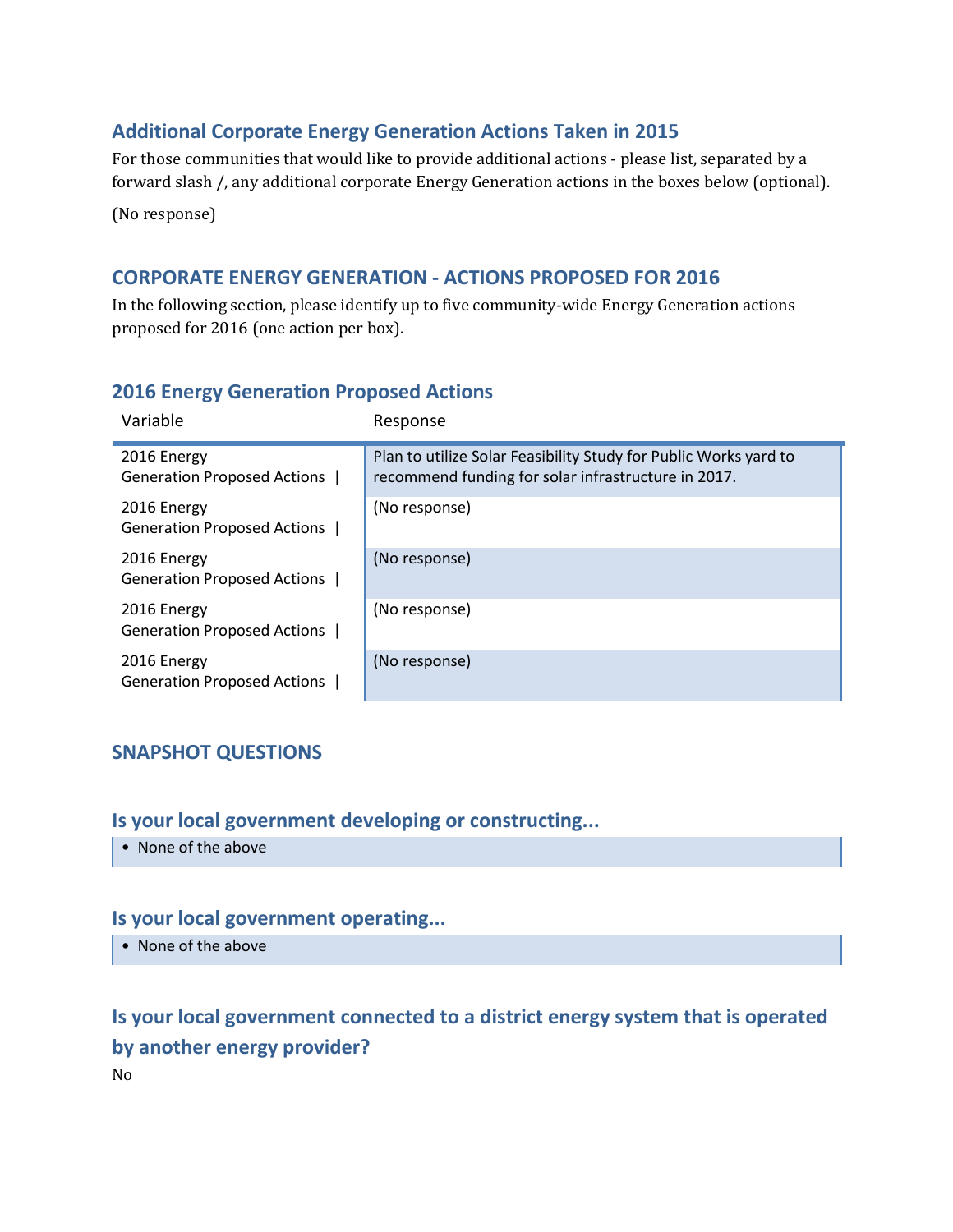## Additional Corporate Energy Generation Actions Taken in 2015

For those communities that would like to provide additional actions - please list, separated by a forward slash /, any additional corporate Energy Generation actions in the boxes below (optional).

(No response)

## CORPORATE ENERGY GENERATION - ACTIONS PROPOSED FOR 2016

In the following section, please identify up to five community-wide Energy Generation actions proposed for 2016 (one action per box).

### 2016 Energy Generation Proposed Actions

| Variable | Response |
|---|---|
| 2016 Energy Generation Proposed Actions \| | Plan to utilize Solar Feasibility Study for Public Works yard to recommend funding for solar infrastructure in 2017. |
| 2016 Energy Generation Proposed Actions \| | (No response) |
| 2016 Energy Generation Proposed Actions \| | (No response) |
| 2016 Energy Generation Proposed Actions \| | (No response) |
| 2016 Energy Generation Proposed Actions \| | (No response) |

## SNAPSHOT QUESTIONS

### Is your local government developing or constructing...

- None of the above

### Is your local government operating...

- None of the above

### Is your local government connected to a district energy system that is operated by another energy provider?

No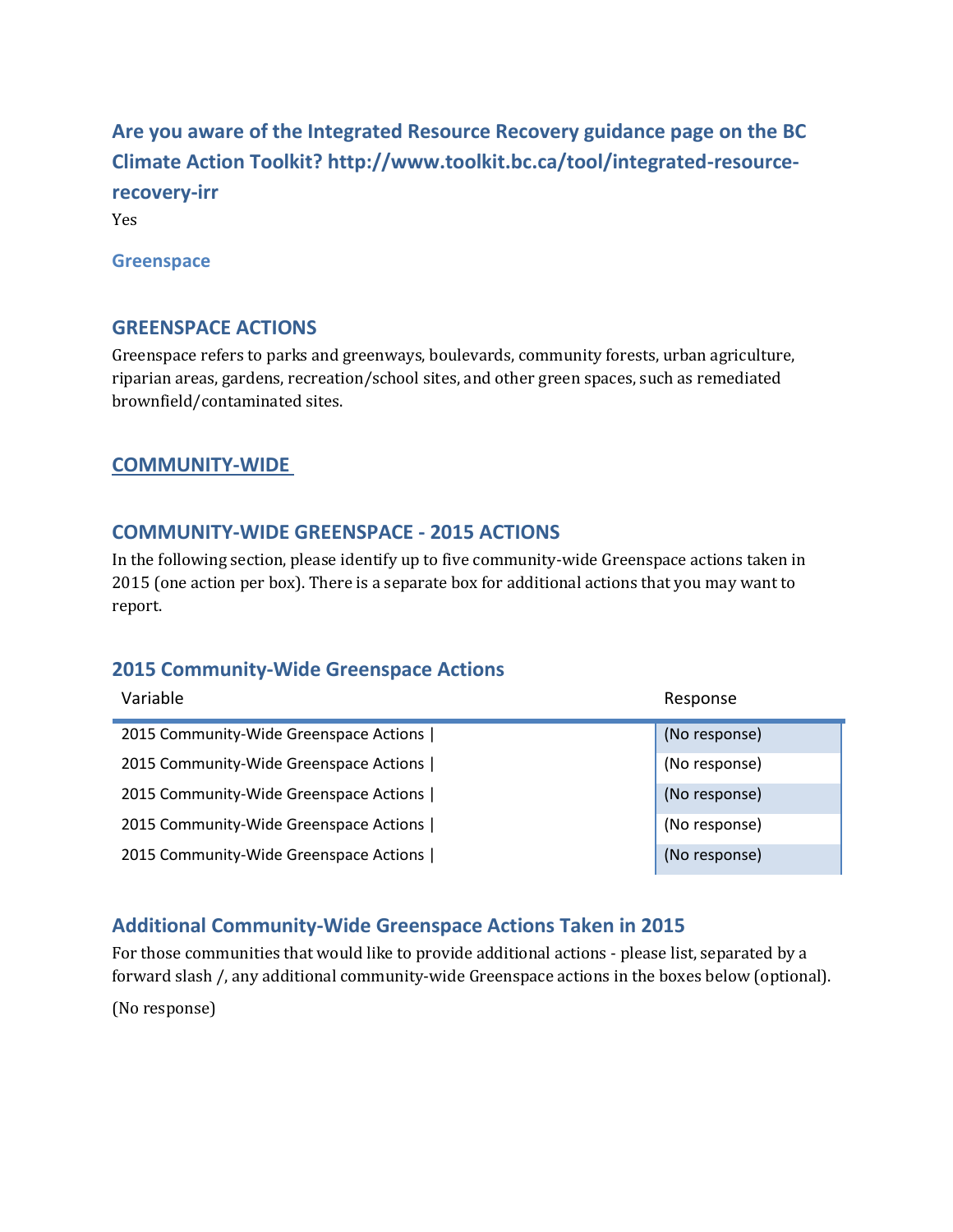### Are you aware of the Integrated Resource Recovery guidance page on the BC Climate Action Toolkit? http://www.toolkit.bc.ca/tool/integrated-resource-recovery-irr

Yes

### Greenspace

## GREENSPACE ACTIONS

Greenspace refers to parks and greenways, boulevards, community forests, urban agriculture, riparian areas, gardens, recreation/school sites, and other green spaces, such as remediated brownfield/contaminated sites.

## COMMUNITY-WIDE

## COMMUNITY-WIDE GREENSPACE - 2015 ACTIONS

In the following section, please identify up to five community-wide Greenspace actions taken in 2015 (one action per box). There is a separate box for additional actions that you may want to report.

### 2015 Community-Wide Greenspace Actions

| Variable | Response |
|---|---|
| 2015 Community-Wide Greenspace Actions \| | (No response) |
| 2015 Community-Wide Greenspace Actions \| | (No response) |
| 2015 Community-Wide Greenspace Actions \| | (No response) |
| 2015 Community-Wide Greenspace Actions \| | (No response) |
| 2015 Community-Wide Greenspace Actions \| | (No response) |

### Additional Community-Wide Greenspace Actions Taken in 2015

For those communities that would like to provide additional actions - please list, separated by a forward slash /, any additional community-wide Greenspace actions in the boxes below (optional).

(No response)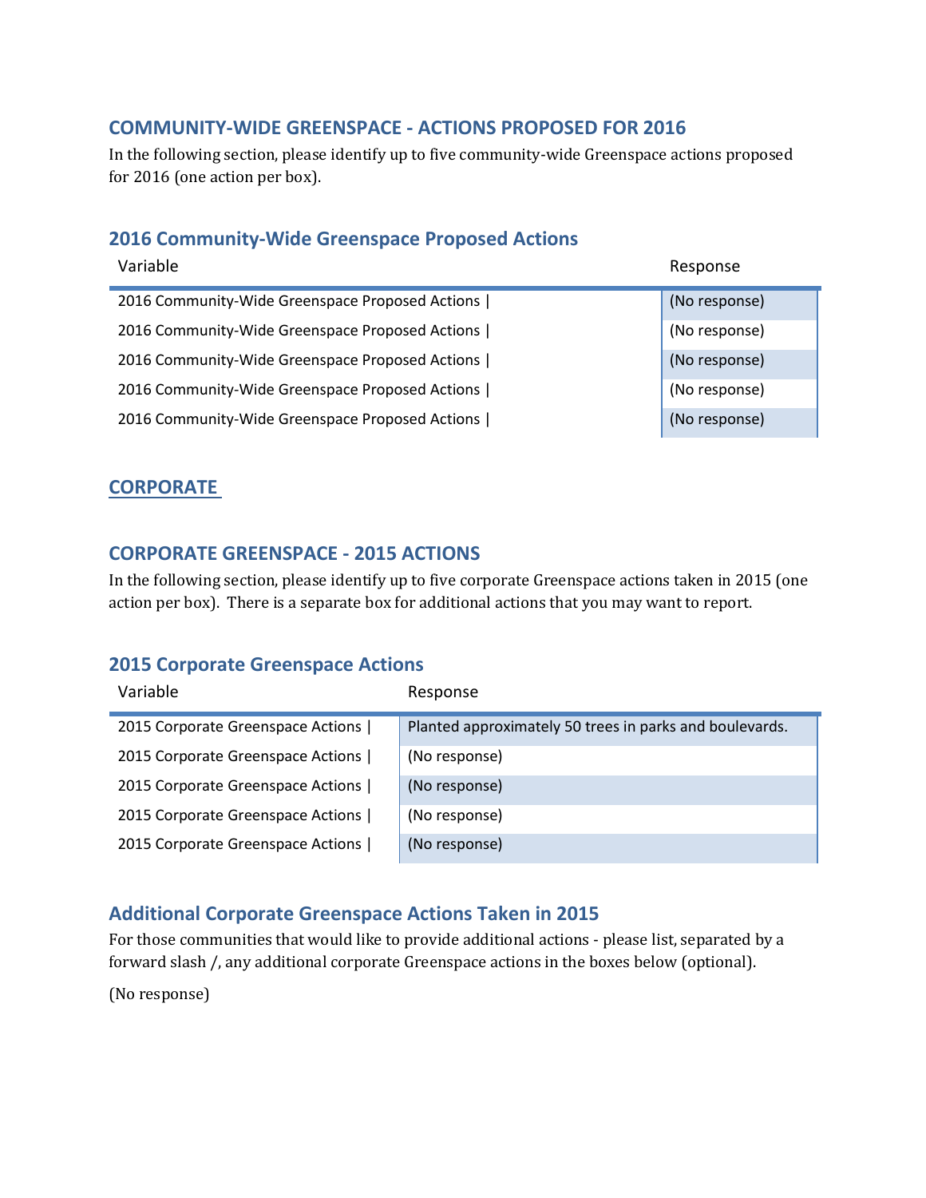## COMMUNITY-WIDE GREENSPACE - ACTIONS PROPOSED FOR 2016

In the following section, please identify up to five community-wide Greenspace actions proposed for 2016 (one action per box).

### 2016 Community-Wide Greenspace Proposed Actions

| Variable | Response |
|---|---|
| 2016 Community-Wide Greenspace Proposed Actions \| | (No response) |
| 2016 Community-Wide Greenspace Proposed Actions \| | (No response) |
| 2016 Community-Wide Greenspace Proposed Actions \| | (No response) |
| 2016 Community-Wide Greenspace Proposed Actions \| | (No response) |
| 2016 Community-Wide Greenspace Proposed Actions \| | (No response) |

## CORPORATE

## CORPORATE GREENSPACE - 2015 ACTIONS

In the following section, please identify up to five corporate Greenspace actions taken in 2015 (one action per box). There is a separate box for additional actions that you may want to report.

### 2015 Corporate Greenspace Actions

| Variable | Response |
|---|---|
| 2015 Corporate Greenspace Actions \| | Planted approximately 50 trees in parks and boulevards. |
| 2015 Corporate Greenspace Actions \| | (No response) |
| 2015 Corporate Greenspace Actions \| | (No response) |
| 2015 Corporate Greenspace Actions \| | (No response) |
| 2015 Corporate Greenspace Actions \| | (No response) |

### Additional Corporate Greenspace Actions Taken in 2015

For those communities that would like to provide additional actions - please list, separated by a forward slash /, any additional corporate Greenspace actions in the boxes below (optional).

(No response)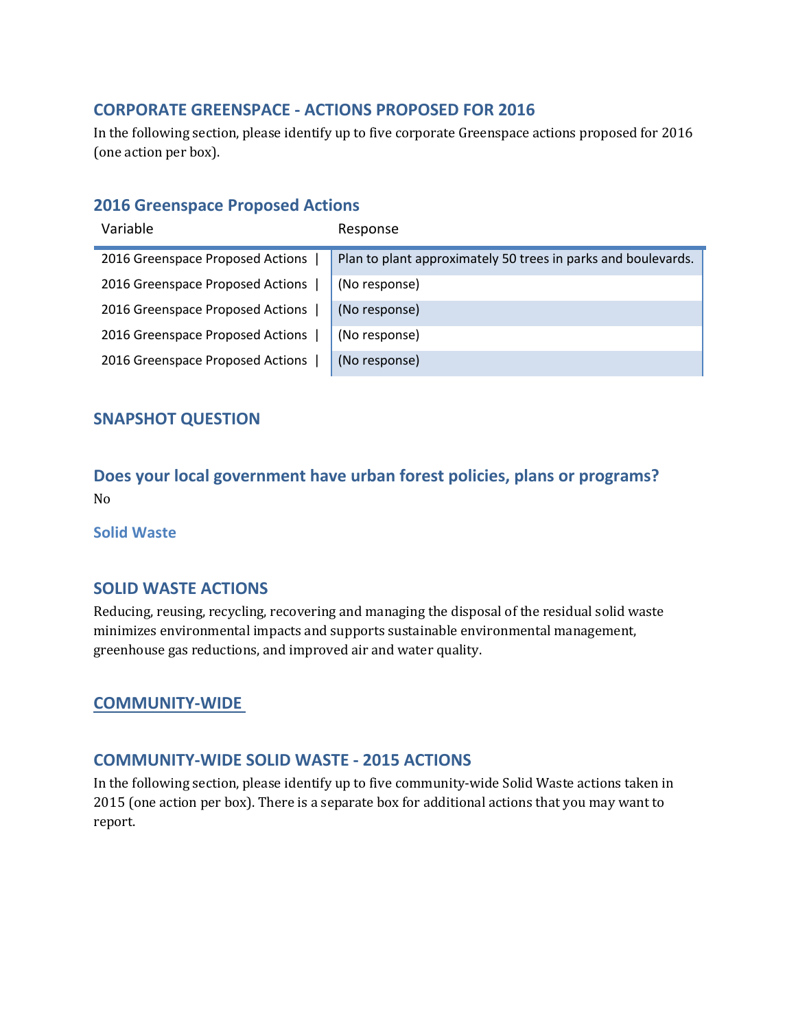## CORPORATE GREENSPACE - ACTIONS PROPOSED FOR 2016

In the following section, please identify up to five corporate Greenspace actions proposed for 2016 (one action per box).

### 2016 Greenspace Proposed Actions

| Variable | Response |
|---|---|
| 2016 Greenspace Proposed Actions \| | Plan to plant approximately 50 trees in parks and boulevards. |
| 2016 Greenspace Proposed Actions \| | (No response) |
| 2016 Greenspace Proposed Actions \| | (No response) |
| 2016 Greenspace Proposed Actions \| | (No response) |
| 2016 Greenspace Proposed Actions \| | (No response) |

## SNAPSHOT QUESTION

### Does your local government have urban forest policies, plans or programs?

No

#### Solid Waste

## SOLID WASTE ACTIONS

Reducing, reusing, recycling, recovering and managing the disposal of the residual solid waste minimizes environmental impacts and supports sustainable environmental management, greenhouse gas reductions, and improved air and water quality.

## COMMUNITY-WIDE

## COMMUNITY-WIDE SOLID WASTE - 2015 ACTIONS

In the following section, please identify up to five community-wide Solid Waste actions taken in 2015 (one action per box). There is a separate box for additional actions that you may want to report.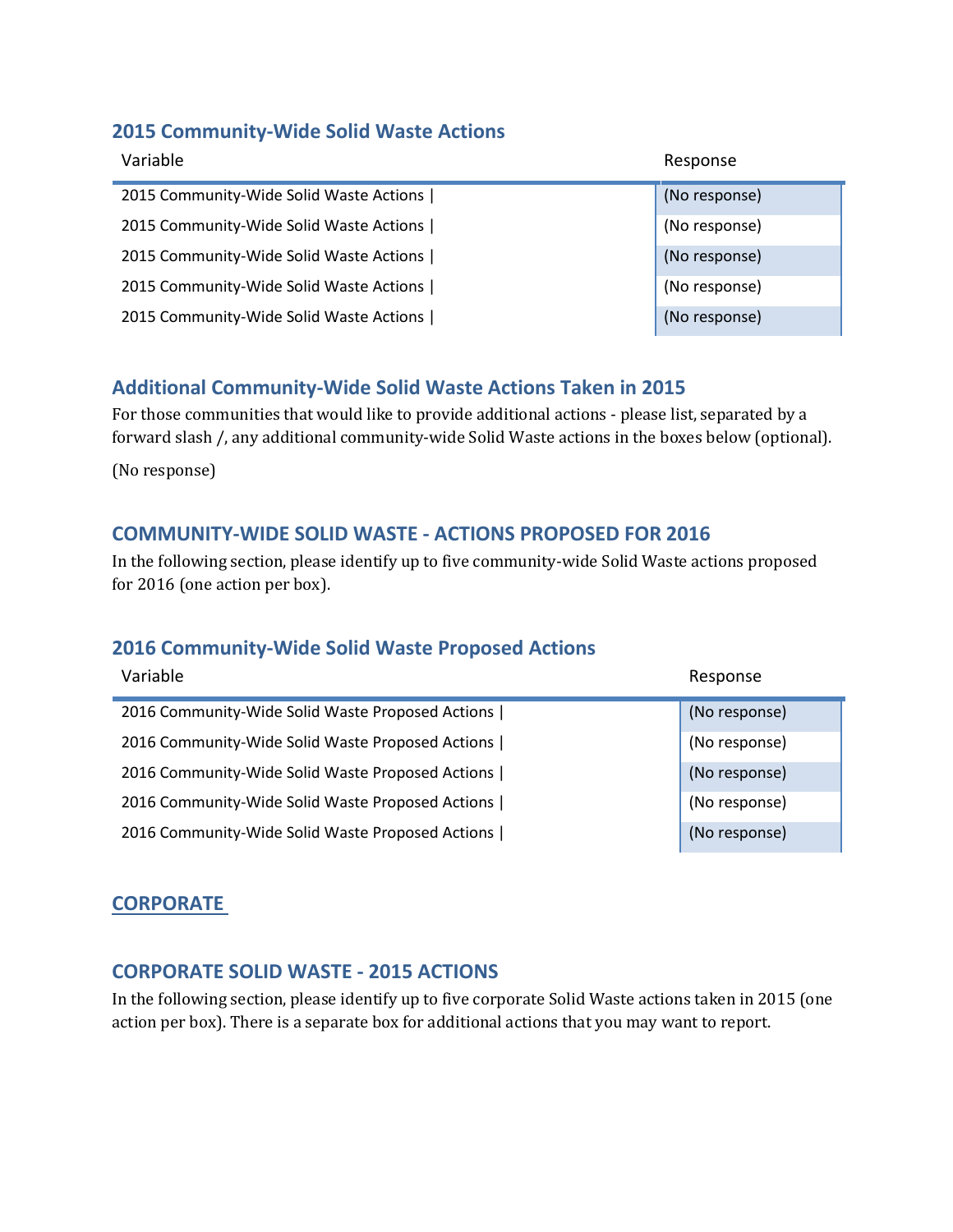### 2015 Community-Wide Solid Waste Actions

| Variable | Response |
|---|---|
| 2015 Community-Wide Solid Waste Actions \| | (No response) |
| 2015 Community-Wide Solid Waste Actions \| | (No response) |
| 2015 Community-Wide Solid Waste Actions \| | (No response) |
| 2015 Community-Wide Solid Waste Actions \| | (No response) |
| 2015 Community-Wide Solid Waste Actions \| | (No response) |

### Additional Community-Wide Solid Waste Actions Taken in 2015

For those communities that would like to provide additional actions - please list, separated by a forward slash /, any additional community-wide Solid Waste actions in the boxes below (optional).

(No response)

### COMMUNITY-WIDE SOLID WASTE - ACTIONS PROPOSED FOR 2016

In the following section, please identify up to five community-wide Solid Waste actions proposed for 2016 (one action per box).

### 2016 Community-Wide Solid Waste Proposed Actions

| Variable | Response |
|---|---|
| 2016 Community-Wide Solid Waste Proposed Actions \| | (No response) |
| 2016 Community-Wide Solid Waste Proposed Actions \| | (No response) |
| 2016 Community-Wide Solid Waste Proposed Actions \| | (No response) |
| 2016 Community-Wide Solid Waste Proposed Actions \| | (No response) |
| 2016 Community-Wide Solid Waste Proposed Actions \| | (No response) |

## CORPORATE

### CORPORATE SOLID WASTE - 2015 ACTIONS

In the following section, please identify up to five corporate Solid Waste actions taken in 2015 (one action per box). There is a separate box for additional actions that you may want to report.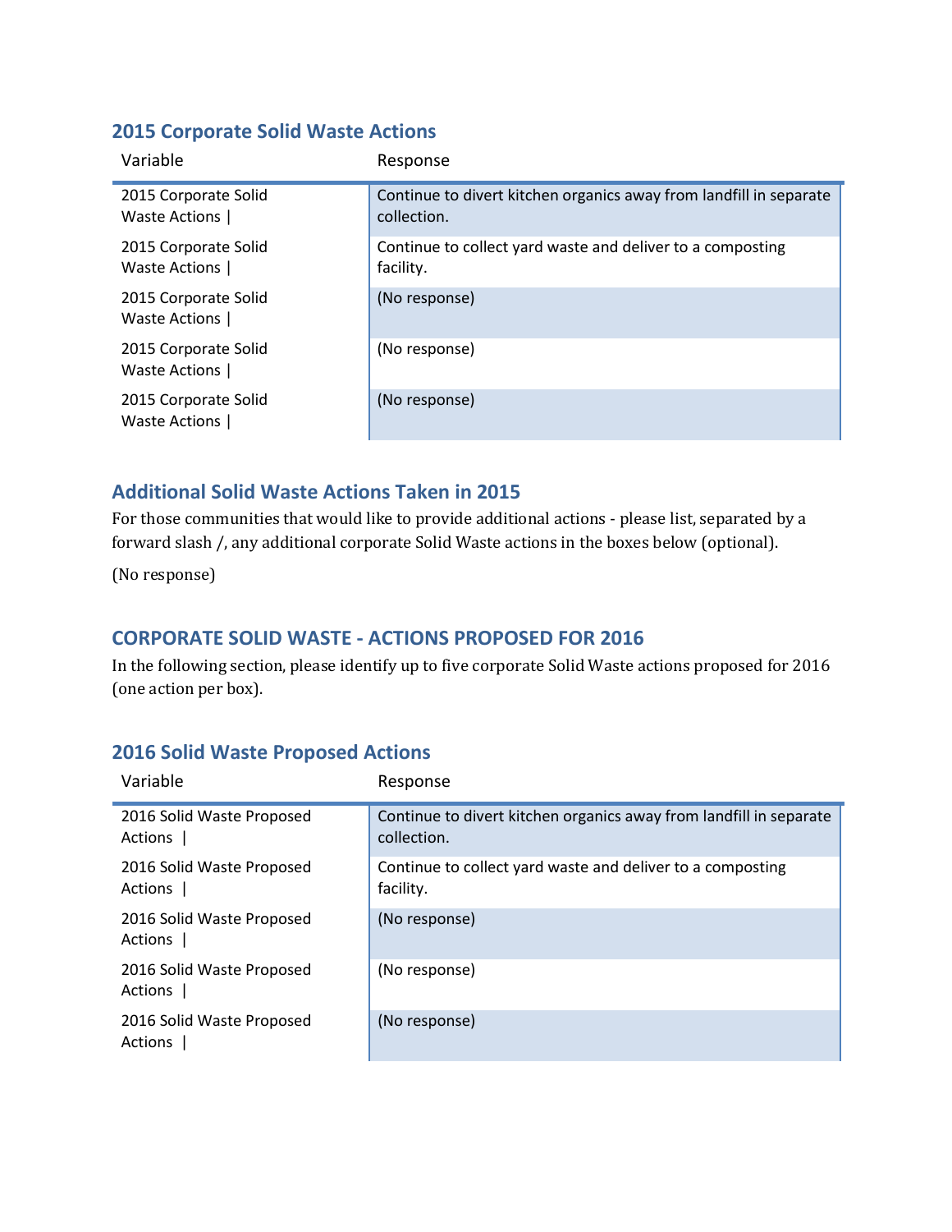### 2015 Corporate Solid Waste Actions

| Variable | Response |
|---|---|
| 2015 Corporate Solid Waste Actions \| | Continue to divert kitchen organics away from landfill in separate collection. |
| 2015 Corporate Solid Waste Actions \| | Continue to collect yard waste and deliver to a composting facility. |
| 2015 Corporate Solid Waste Actions \| | (No response) |
| 2015 Corporate Solid Waste Actions \| | (No response) |
| 2015 Corporate Solid Waste Actions \| | (No response) |

### Additional Solid Waste Actions Taken in 2015

For those communities that would like to provide additional actions - please list, separated by a forward slash /, any additional corporate Solid Waste actions in the boxes below (optional).

(No response)

### CORPORATE SOLID WASTE - ACTIONS PROPOSED FOR 2016

In the following section, please identify up to five corporate Solid Waste actions proposed for 2016 (one action per box).

### 2016 Solid Waste Proposed Actions

| Variable | Response |
|---|---|
| 2016 Solid Waste Proposed Actions \| | Continue to divert kitchen organics away from landfill in separate collection. |
| 2016 Solid Waste Proposed Actions \| | Continue to collect yard waste and deliver to a composting facility. |
| 2016 Solid Waste Proposed Actions \| | (No response) |
| 2016 Solid Waste Proposed Actions \| | (No response) |
| 2016 Solid Waste Proposed Actions \| | (No response) |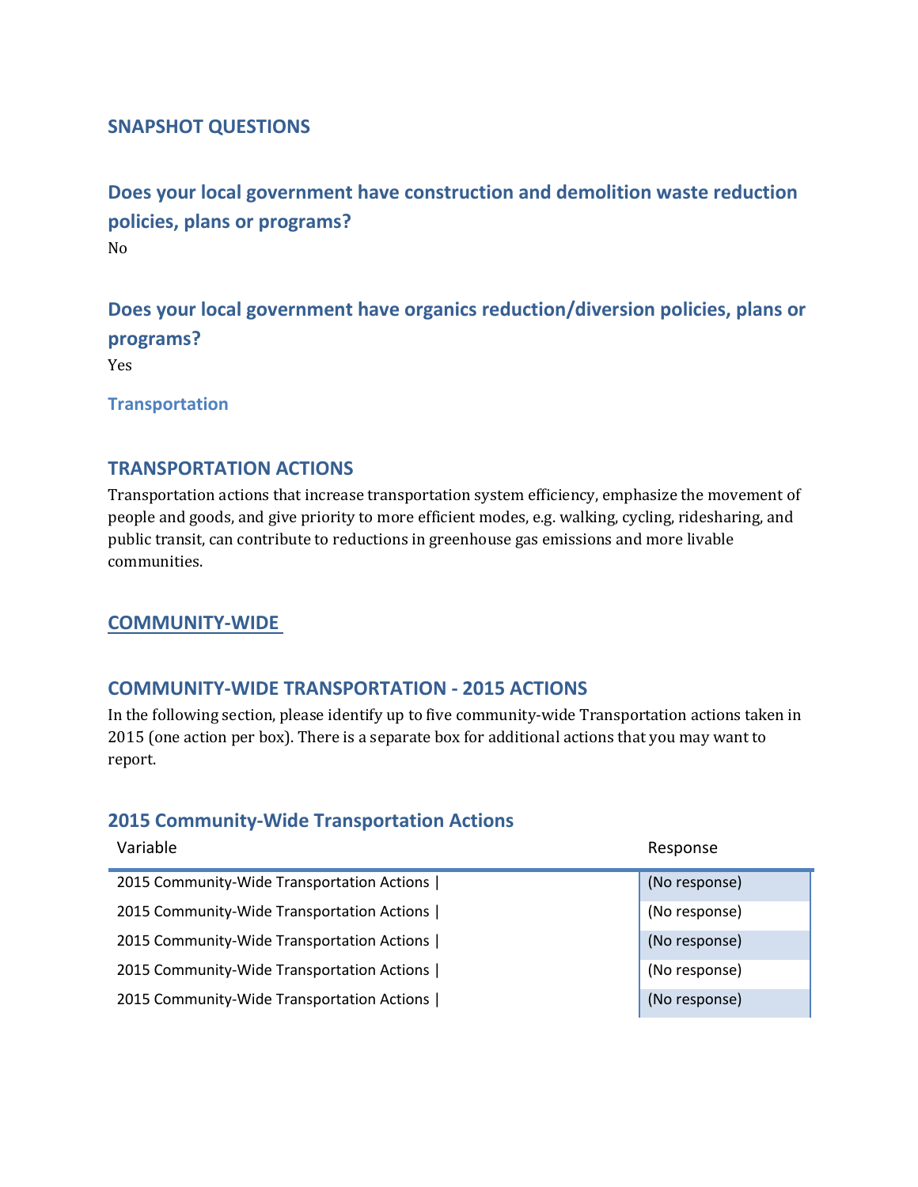## SNAPSHOT QUESTIONS

### Does your local government have construction and demolition waste reduction policies, plans or programs?

No

### Does your local government have organics reduction/diversion policies, plans or programs?

Yes

**Transportation**

## TRANSPORTATION ACTIONS

Transportation actions that increase transportation system efficiency, emphasize the movement of people and goods, and give priority to more efficient modes, e.g. walking, cycling, ridesharing, and public transit, can contribute to reductions in greenhouse gas emissions and more livable communities.

## COMMUNITY-WIDE

## COMMUNITY-WIDE TRANSPORTATION - 2015 ACTIONS

In the following section, please identify up to five community-wide Transportation actions taken in 2015 (one action per box). There is a separate box for additional actions that you may want to report.

### 2015 Community-Wide Transportation Actions

| Variable | Response |
|---|---|
| 2015 Community-Wide Transportation Actions \| | (No response) |
| 2015 Community-Wide Transportation Actions \| | (No response) |
| 2015 Community-Wide Transportation Actions \| | (No response) |
| 2015 Community-Wide Transportation Actions \| | (No response) |
| 2015 Community-Wide Transportation Actions \| | (No response) |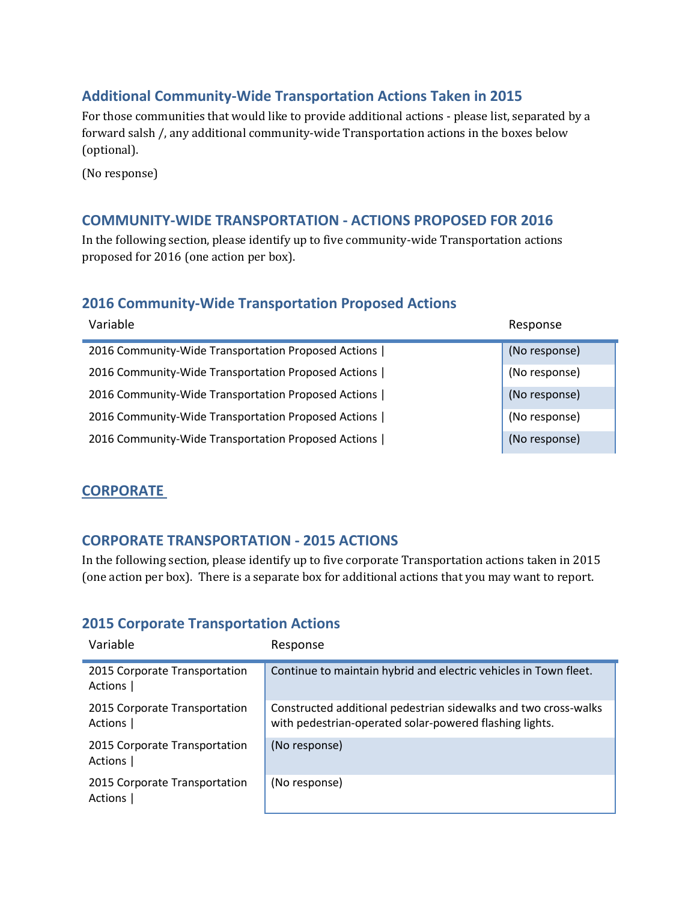### Additional Community-Wide Transportation Actions Taken in 2015

For those communities that would like to provide additional actions - please list, separated by a forward salsh /, any additional community-wide Transportation actions in the boxes below (optional).

(No response)

### COMMUNITY-WIDE TRANSPORTATION - ACTIONS PROPOSED FOR 2016

In the following section, please identify up to five community-wide Transportation actions proposed for 2016 (one action per box).

### 2016 Community-Wide Transportation Proposed Actions

| Variable | Response |
|---|---|
| 2016 Community-Wide Transportation Proposed Actions \| | (No response) |
| 2016 Community-Wide Transportation Proposed Actions \| | (No response) |
| 2016 Community-Wide Transportation Proposed Actions \| | (No response) |
| 2016 Community-Wide Transportation Proposed Actions \| | (No response) |
| 2016 Community-Wide Transportation Proposed Actions \| | (No response) |

## CORPORATE

### CORPORATE TRANSPORTATION - 2015 ACTIONS

In the following section, please identify up to five corporate Transportation actions taken in 2015 (one action per box). There is a separate box for additional actions that you may want to report.

### 2015 Corporate Transportation Actions

| Variable | Response |
|---|---|
| 2015 Corporate Transportation Actions \| | Continue to maintain hybrid and electric vehicles in Town fleet. |
| 2015 Corporate Transportation Actions \| | Constructed additional pedestrian sidewalks and two cross-walks with pedestrian-operated solar-powered flashing lights. |
| 2015 Corporate Transportation Actions \| | (No response) |
| 2015 Corporate Transportation Actions \| | (No response) |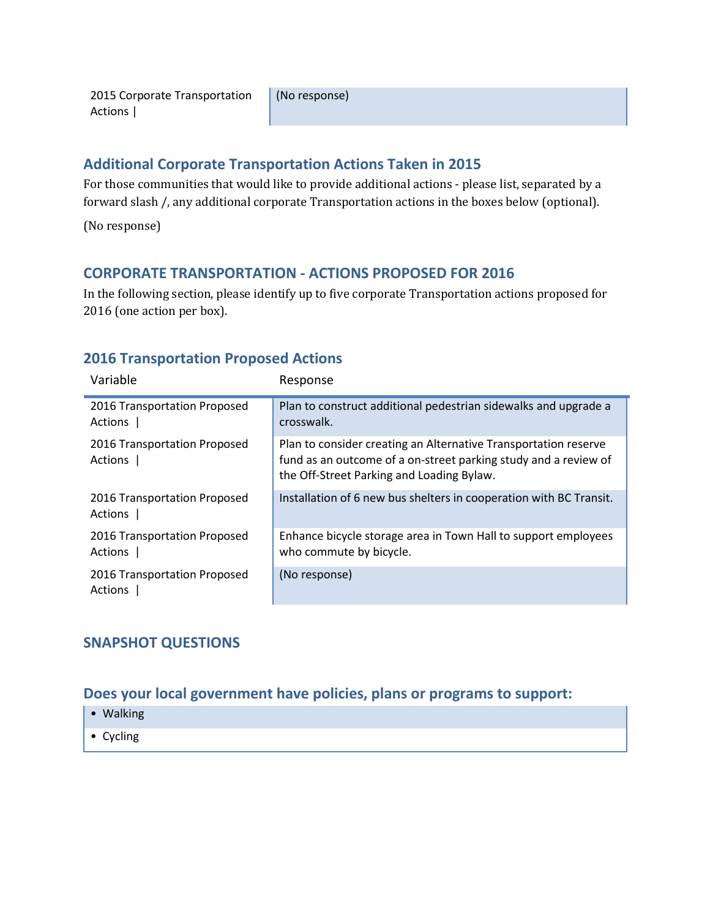| | |
|---|---|
| 2015 Corporate Transportation Actions \| | (No response) |

## Additional Corporate Transportation Actions Taken in 2015

For those communities that would like to provide additional actions - please list, separated by a forward slash /, any additional corporate Transportation actions in the boxes below (optional).

(No response)

### CORPORATE TRANSPORTATION - ACTIONS PROPOSED FOR 2016

In the following section, please identify up to five corporate Transportation actions proposed for 2016 (one action per box).

## 2016 Transportation Proposed Actions

| Variable | Response |
|---|---|
| 2016 Transportation Proposed Actions \| | Plan to construct additional pedestrian sidewalks and upgrade a crosswalk. |
| 2016 Transportation Proposed Actions \| | Plan to consider creating an Alternative Transportation reserve fund as an outcome of a on-street parking study and a review of the Off-Street Parking and Loading Bylaw. |
| 2016 Transportation Proposed Actions \| | Installation of 6 new bus shelters in cooperation with BC Transit. |
| 2016 Transportation Proposed Actions \| | Enhance bicycle storage area in Town Hall to support employees who commute by bicycle. |
| 2016 Transportation Proposed Actions \| | (No response) |

### SNAPSHOT QUESTIONS

## Does your local government have policies, plans or programs to support:

- Walking
- Cycling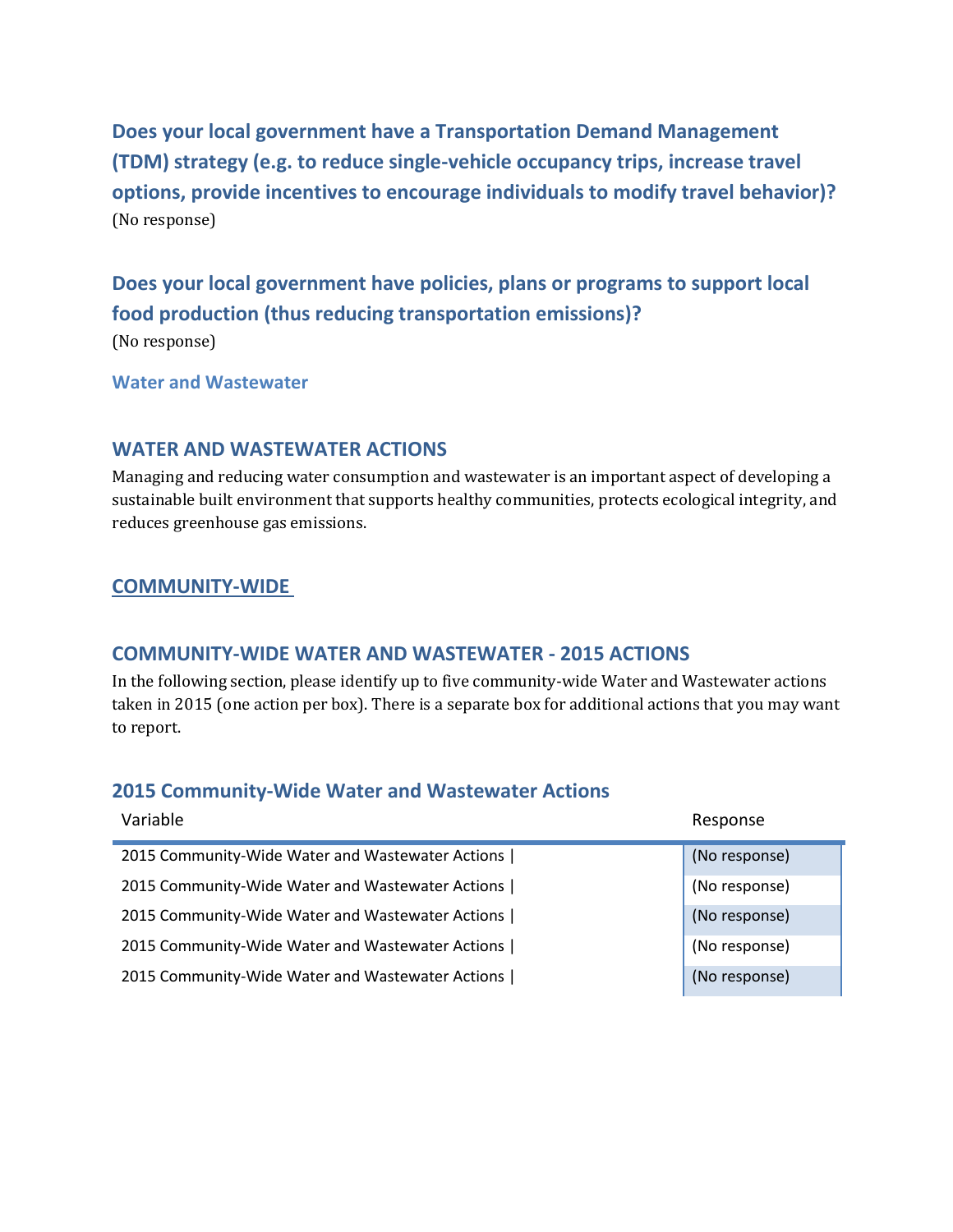### Does your local government have a Transportation Demand Management (TDM) strategy (e.g. to reduce single-vehicle occupancy trips, increase travel options, provide incentives to encourage individuals to modify travel behavior)?

(No response)

### Does your local government have policies, plans or programs to support local food production (thus reducing transportation emissions)?

(No response)

**Water and Wastewater**

## WATER AND WASTEWATER ACTIONS

Managing and reducing water consumption and wastewater is an important aspect of developing a sustainable built environment that supports healthy communities, protects ecological integrity, and reduces greenhouse gas emissions.

## COMMUNITY-WIDE

## COMMUNITY-WIDE WATER AND WASTEWATER - 2015 ACTIONS

In the following section, please identify up to five community-wide Water and Wastewater actions taken in 2015 (one action per box). There is a separate box for additional actions that you may want to report.

### 2015 Community-Wide Water and Wastewater Actions

| Variable | Response |
|---|---|
| 2015 Community-Wide Water and Wastewater Actions \| | (No response) |
| 2015 Community-Wide Water and Wastewater Actions \| | (No response) |
| 2015 Community-Wide Water and Wastewater Actions \| | (No response) |
| 2015 Community-Wide Water and Wastewater Actions \| | (No response) |
| 2015 Community-Wide Water and Wastewater Actions \| | (No response) |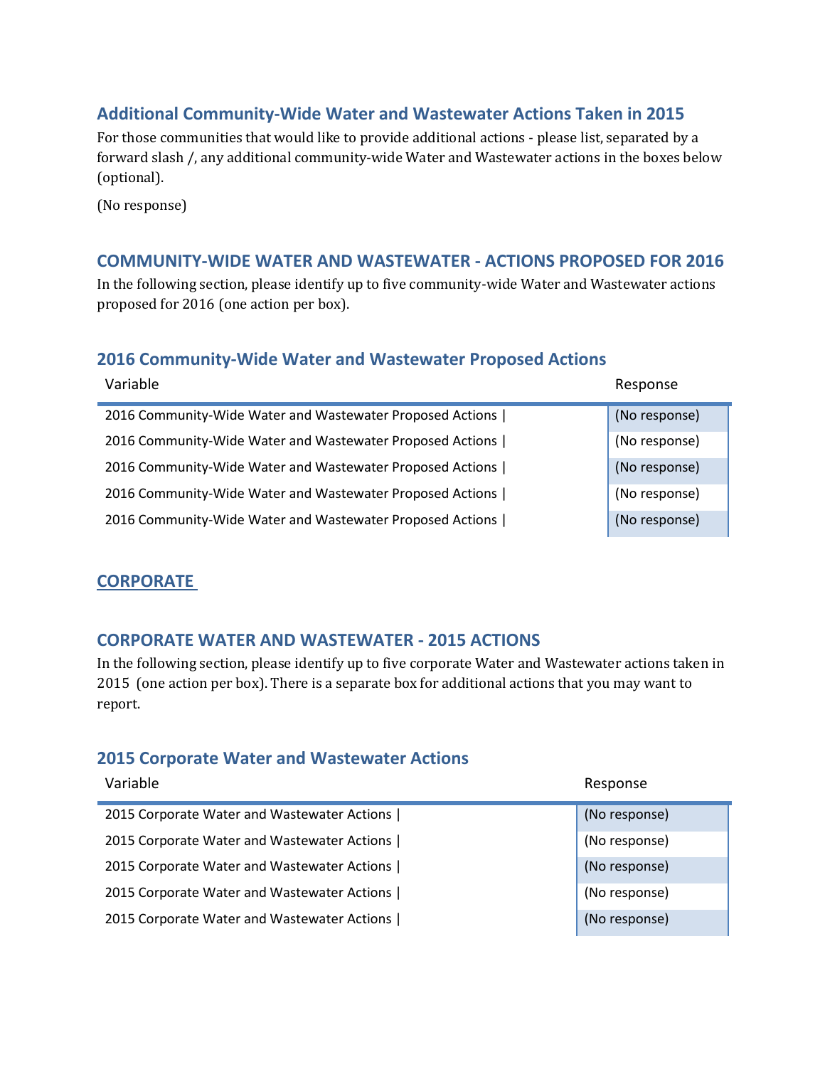### Additional Community-Wide Water and Wastewater Actions Taken in 2015

For those communities that would like to provide additional actions - please list, separated by a forward slash /, any additional community-wide Water and Wastewater actions in the boxes below (optional).

(No response)

### COMMUNITY-WIDE WATER AND WASTEWATER - ACTIONS PROPOSED FOR 2016

In the following section, please identify up to five community-wide Water and Wastewater actions proposed for 2016 (one action per box).

### 2016 Community-Wide Water and Wastewater Proposed Actions

| Variable | Response |
|---|---|
| 2016 Community-Wide Water and Wastewater Proposed Actions \| | (No response) |
| 2016 Community-Wide Water and Wastewater Proposed Actions \| | (No response) |
| 2016 Community-Wide Water and Wastewater Proposed Actions \| | (No response) |
| 2016 Community-Wide Water and Wastewater Proposed Actions \| | (No response) |
| 2016 Community-Wide Water and Wastewater Proposed Actions \| | (No response) |

## CORPORATE

### CORPORATE WATER AND WASTEWATER - 2015 ACTIONS

In the following section, please identify up to five corporate Water and Wastewater actions taken in 2015 (one action per box). There is a separate box for additional actions that you may want to report.

### 2015 Corporate Water and Wastewater Actions

| Variable | Response |
|---|---|
| 2015 Corporate Water and Wastewater Actions \| | (No response) |
| 2015 Corporate Water and Wastewater Actions \| | (No response) |
| 2015 Corporate Water and Wastewater Actions \| | (No response) |
| 2015 Corporate Water and Wastewater Actions \| | (No response) |
| 2015 Corporate Water and Wastewater Actions \| | (No response) |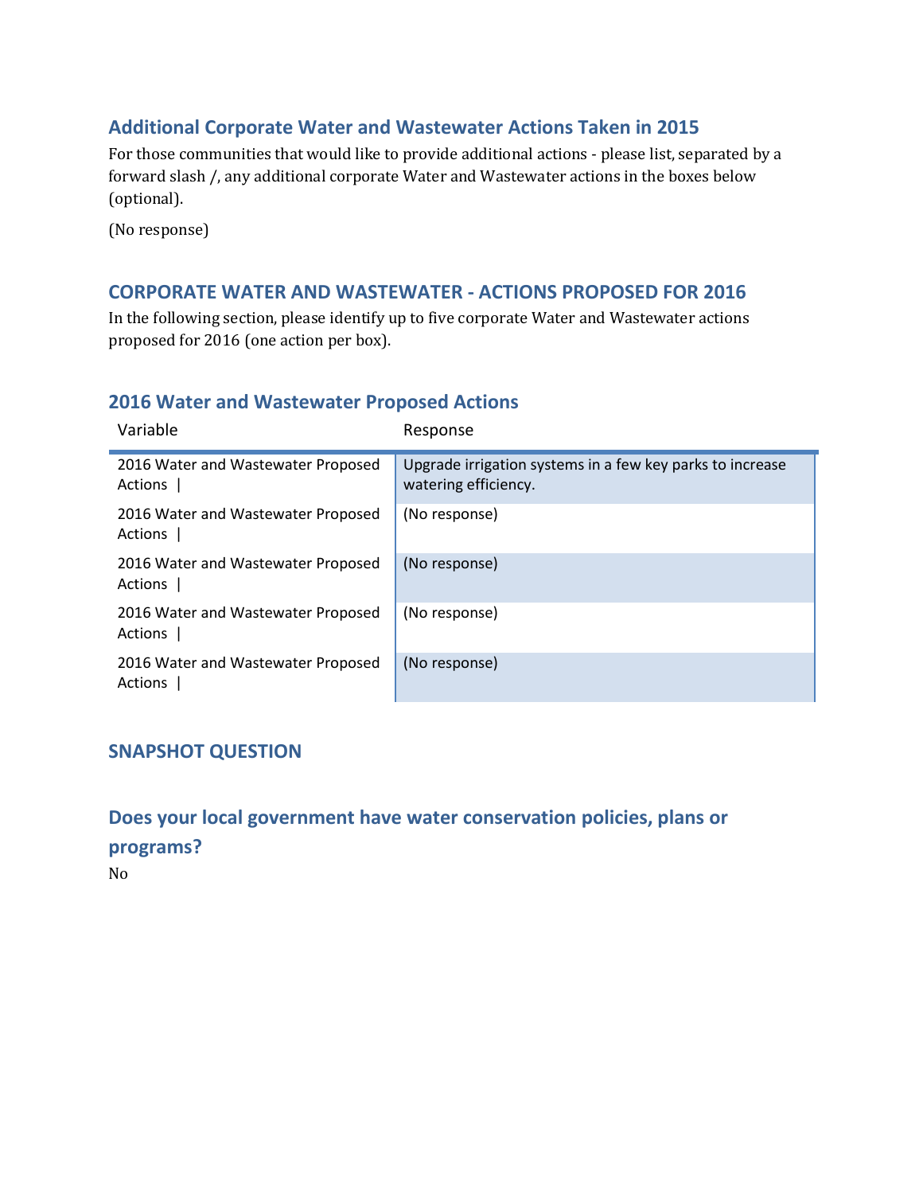## Additional Corporate Water and Wastewater Actions Taken in 2015

For those communities that would like to provide additional actions - please list, separated by a forward slash /, any additional corporate Water and Wastewater actions in the boxes below (optional).

(No response)

## CORPORATE WATER AND WASTEWATER - ACTIONS PROPOSED FOR 2016

In the following section, please identify up to five corporate Water and Wastewater actions proposed for 2016 (one action per box).

### 2016 Water and Wastewater Proposed Actions

| Variable | Response |
|---|---|
| 2016 Water and Wastewater Proposed Actions \| | Upgrade irrigation systems in a few key parks to increase watering efficiency. |
| 2016 Water and Wastewater Proposed Actions \| | (No response) |
| 2016 Water and Wastewater Proposed Actions \| | (No response) |
| 2016 Water and Wastewater Proposed Actions \| | (No response) |
| 2016 Water and Wastewater Proposed Actions \| | (No response) |

## SNAPSHOT QUESTION

## Does your local government have water conservation policies, plans or programs?

No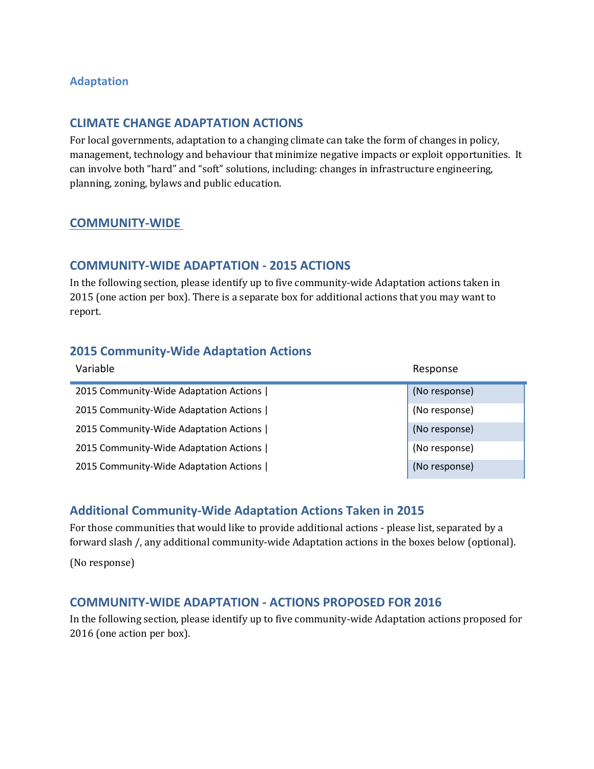## Adaptation

## CLIMATE CHANGE ADAPTATION ACTIONS

For local governments, adaptation to a changing climate can take the form of changes in policy, management, technology and behaviour that minimize negative impacts or exploit opportunities. It can involve both "hard" and "soft" solutions, including: changes in infrastructure engineering, planning, zoning, bylaws and public education.

## COMMUNITY-WIDE

### COMMUNITY-WIDE ADAPTATION - 2015 ACTIONS

In the following section, please identify up to five community-wide Adaptation actions taken in 2015 (one action per box). There is a separate box for additional actions that you may want to report.

### 2015 Community-Wide Adaptation Actions

| Variable | Response |
|---|---|
| 2015 Community-Wide Adaptation Actions \| | (No response) |
| 2015 Community-Wide Adaptation Actions \| | (No response) |
| 2015 Community-Wide Adaptation Actions \| | (No response) |
| 2015 Community-Wide Adaptation Actions \| | (No response) |
| 2015 Community-Wide Adaptation Actions \| | (No response) |

### Additional Community-Wide Adaptation Actions Taken in 2015

For those communities that would like to provide additional actions - please list, separated by a forward slash /, any additional community-wide Adaptation actions in the boxes below (optional).

(No response)

### COMMUNITY-WIDE ADAPTATION - ACTIONS PROPOSED FOR 2016

In the following section, please identify up to five community-wide Adaptation actions proposed for 2016 (one action per box).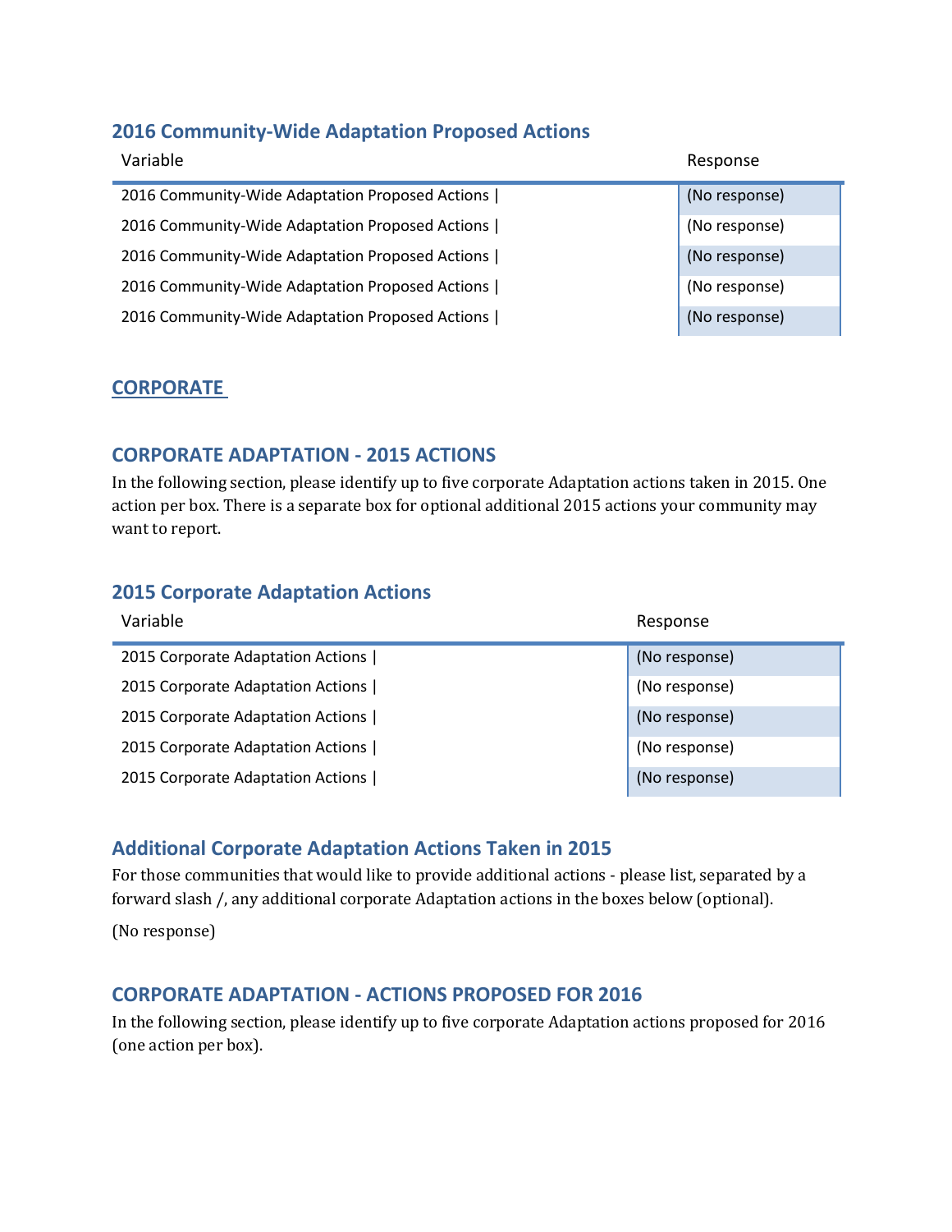### 2016 Community-Wide Adaptation Proposed Actions

| Variable | Response |
| --- | --- |
| 2016 Community-Wide Adaptation Proposed Actions \| | (No response) |
| 2016 Community-Wide Adaptation Proposed Actions \| | (No response) |
| 2016 Community-Wide Adaptation Proposed Actions \| | (No response) |
| 2016 Community-Wide Adaptation Proposed Actions \| | (No response) |
| 2016 Community-Wide Adaptation Proposed Actions \| | (No response) |

## CORPORATE

### CORPORATE ADAPTATION - 2015 ACTIONS

In the following section, please identify up to five corporate Adaptation actions taken in 2015. One action per box. There is a separate box for optional additional 2015 actions your community may want to report.

### 2015 Corporate Adaptation Actions

| Variable | Response |
| --- | --- |
| 2015 Corporate Adaptation Actions \| | (No response) |
| 2015 Corporate Adaptation Actions \| | (No response) |
| 2015 Corporate Adaptation Actions \| | (No response) |
| 2015 Corporate Adaptation Actions \| | (No response) |
| 2015 Corporate Adaptation Actions \| | (No response) |

### Additional Corporate Adaptation Actions Taken in 2015

For those communities that would like to provide additional actions - please list, separated by a forward slash /, any additional corporate Adaptation actions in the boxes below (optional).

(No response)

### CORPORATE ADAPTATION - ACTIONS PROPOSED FOR 2016

In the following section, please identify up to five corporate Adaptation actions proposed for 2016 (one action per box).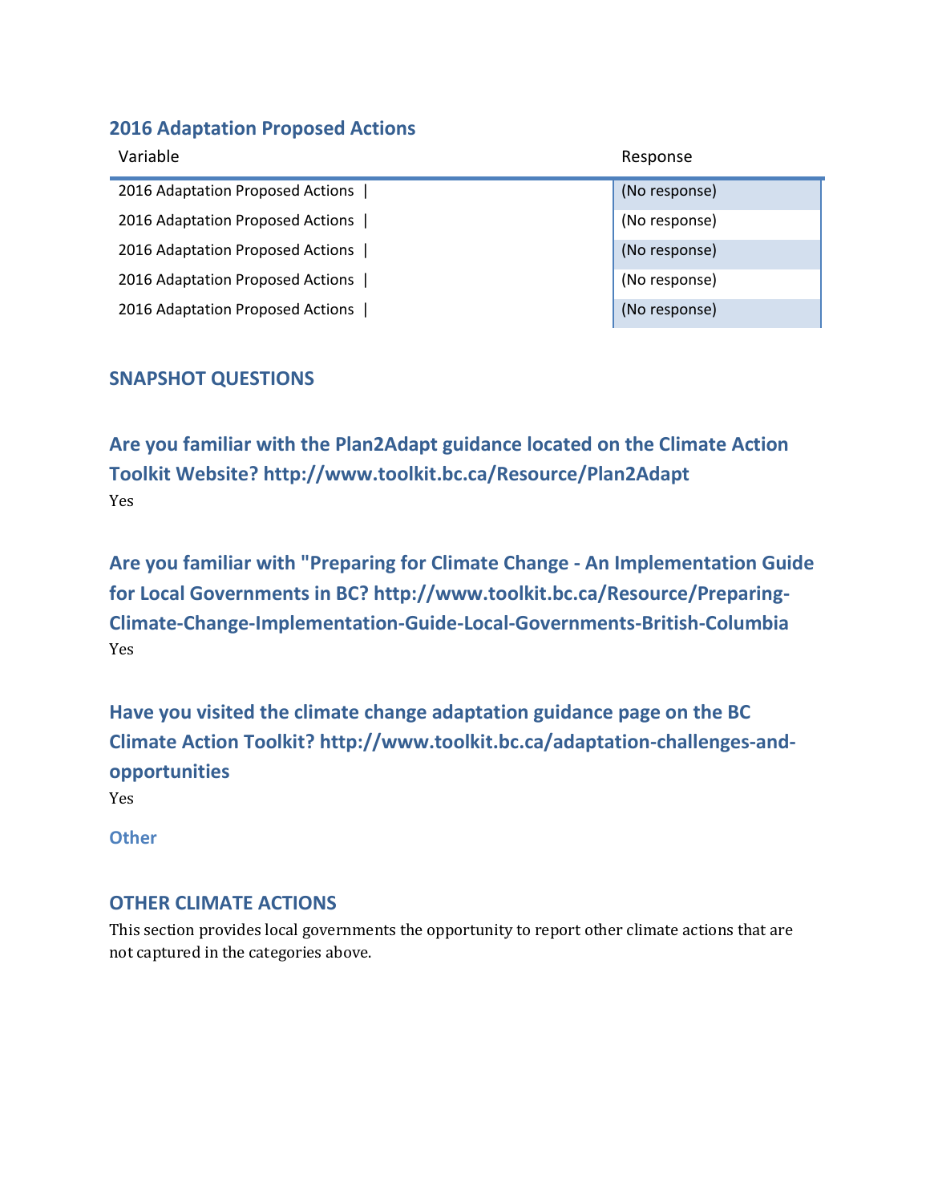### 2016 Adaptation Proposed Actions

| Variable | Response |
| --- | --- |
| 2016 Adaptation Proposed Actions \| | (No response) |
| 2016 Adaptation Proposed Actions \| | (No response) |
| 2016 Adaptation Proposed Actions \| | (No response) |
| 2016 Adaptation Proposed Actions \| | (No response) |
| 2016 Adaptation Proposed Actions \| | (No response) |

### SNAPSHOT QUESTIONS

## Are you familiar with the Plan2Adapt guidance located on the Climate Action Toolkit Website? http://www.toolkit.bc.ca/Resource/Plan2Adapt

Yes

## Are you familiar with "Preparing for Climate Change - An Implementation Guide for Local Governments in BC? http://www.toolkit.bc.ca/Resource/Preparing-Climate-Change-Implementation-Guide-Local-Governments-British-Columbia

Yes

## Have you visited the climate change adaptation guidance page on the BC Climate Action Toolkit? http://www.toolkit.bc.ca/adaptation-challenges-and-opportunities

Yes

#### Other

### OTHER CLIMATE ACTIONS

This section provides local governments the opportunity to report other climate actions that are not captured in the categories above.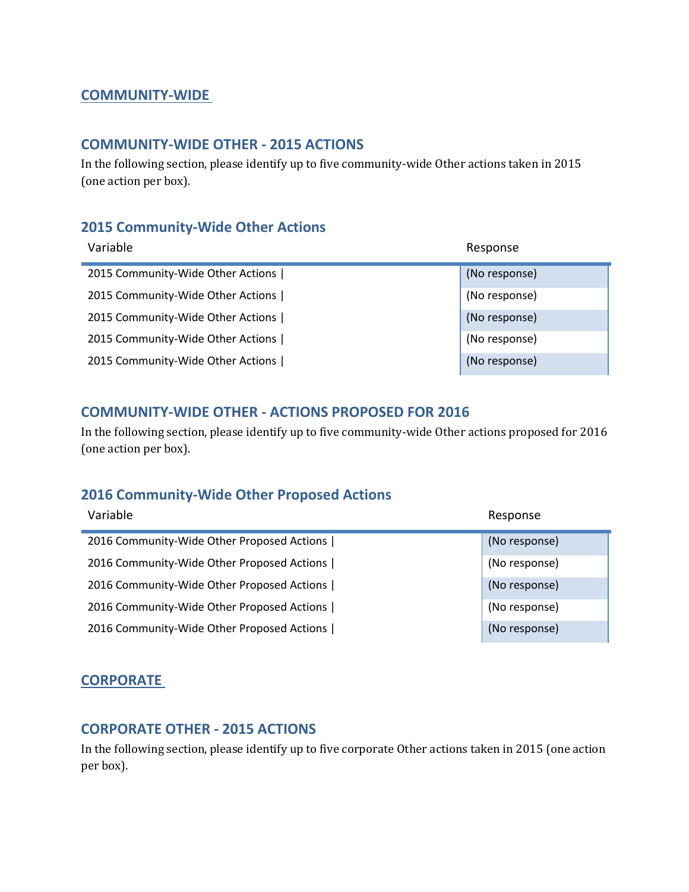## COMMUNITY-WIDE

### COMMUNITY-WIDE OTHER - 2015 ACTIONS

In the following section, please identify up to five community-wide Other actions taken in 2015 (one action per box).

### 2015 Community-Wide Other Actions

| Variable | Response |
|---|---|
| 2015 Community-Wide Other Actions \| | (No response) |
| 2015 Community-Wide Other Actions \| | (No response) |
| 2015 Community-Wide Other Actions \| | (No response) |
| 2015 Community-Wide Other Actions \| | (No response) |
| 2015 Community-Wide Other Actions \| | (No response) |

### COMMUNITY-WIDE OTHER - ACTIONS PROPOSED FOR 2016

In the following section, please identify up to five community-wide Other actions proposed for 2016 (one action per box).

### 2016 Community-Wide Other Proposed Actions

| Variable | Response |
|---|---|
| 2016 Community-Wide Other Proposed Actions \| | (No response) |
| 2016 Community-Wide Other Proposed Actions \| | (No response) |
| 2016 Community-Wide Other Proposed Actions \| | (No response) |
| 2016 Community-Wide Other Proposed Actions \| | (No response) |
| 2016 Community-Wide Other Proposed Actions \| | (No response) |

## CORPORATE

### CORPORATE OTHER - 2015 ACTIONS

In the following section, please identify up to five corporate Other actions taken in 2015 (one action per box).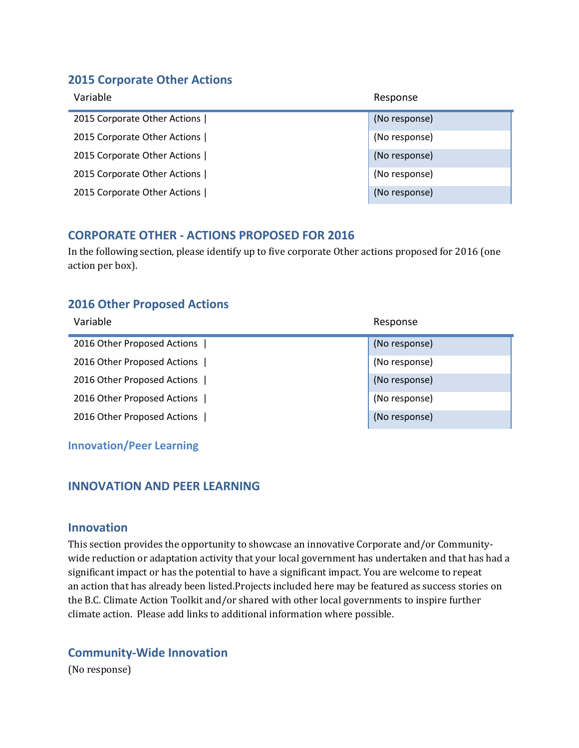### 2015 Corporate Other Actions

| Variable | Response |
| --- | --- |
| 2015 Corporate Other Actions \| | (No response) |
| 2015 Corporate Other Actions \| | (No response) |
| 2015 Corporate Other Actions \| | (No response) |
| 2015 Corporate Other Actions \| | (No response) |
| 2015 Corporate Other Actions \| | (No response) |

### CORPORATE OTHER - ACTIONS PROPOSED FOR 2016

In the following section, please identify up to five corporate Other actions proposed for 2016 (one action per box).

### 2016 Other Proposed Actions

| Variable | Response |
| --- | --- |
| 2016 Other Proposed Actions \| | (No response) |
| 2016 Other Proposed Actions \| | (No response) |
| 2016 Other Proposed Actions \| | (No response) |
| 2016 Other Proposed Actions \| | (No response) |
| 2016 Other Proposed Actions \| | (No response) |

## Innovation/Peer Learning

### INNOVATION AND PEER LEARNING

### Innovation

This section provides the opportunity to showcase an innovative Corporate and/or Community-wide reduction or adaptation activity that your local government has undertaken and that has had a significant impact or has the potential to have a significant impact. You are welcome to repeat an action that has already been listed.Projects included here may be featured as success stories on the B.C. Climate Action Toolkit and/or shared with other local governments to inspire further climate action. Please add links to additional information where possible.

### Community-Wide Innovation

(No response)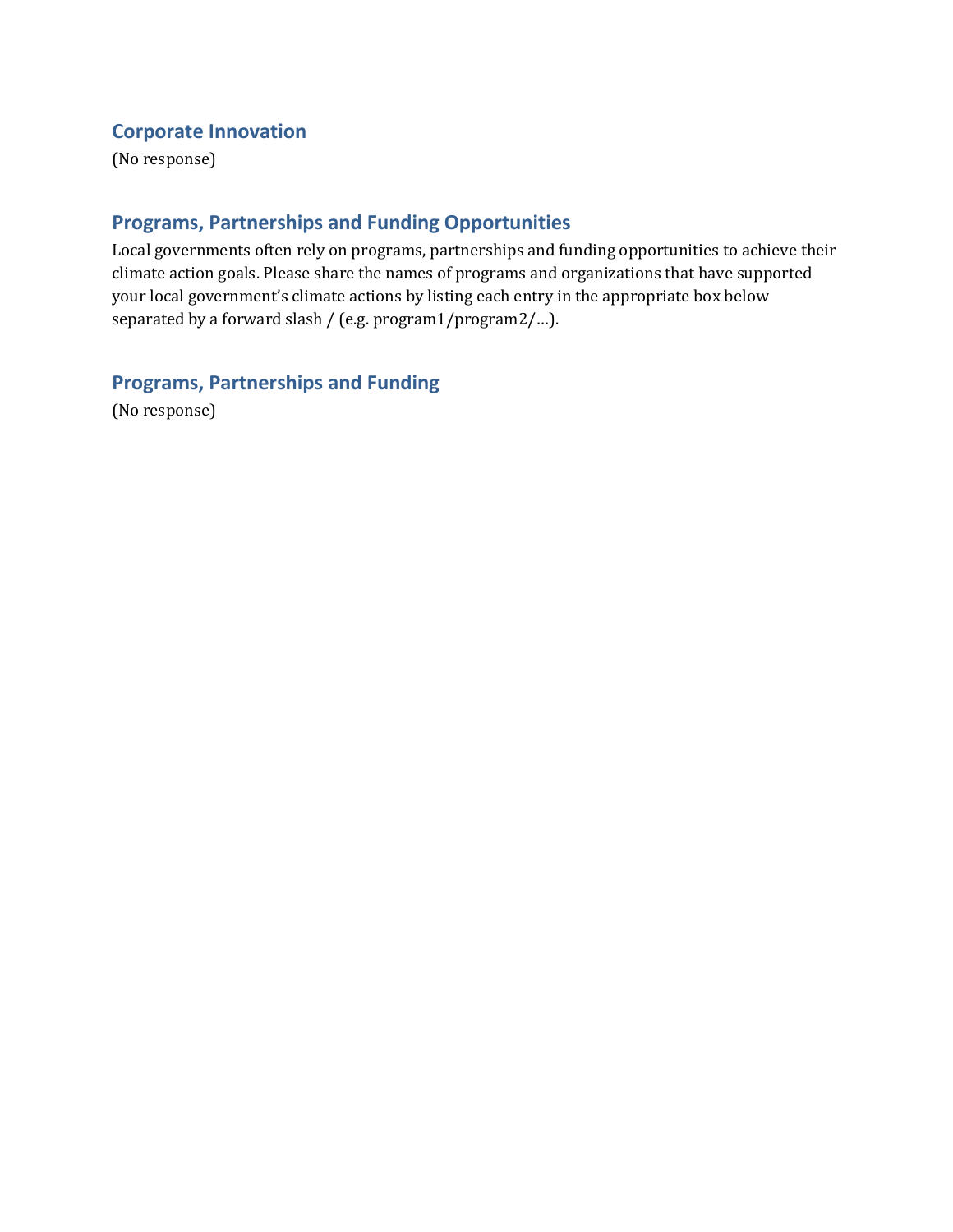## Corporate Innovation

(No response)

## Programs, Partnerships and Funding Opportunities

Local governments often rely on programs, partnerships and funding opportunities to achieve their climate action goals. Please share the names of programs and organizations that have supported your local government's climate actions by listing each entry in the appropriate box below separated by a forward slash / (e.g. program1/program2/...).

## Programs, Partnerships and Funding

(No response)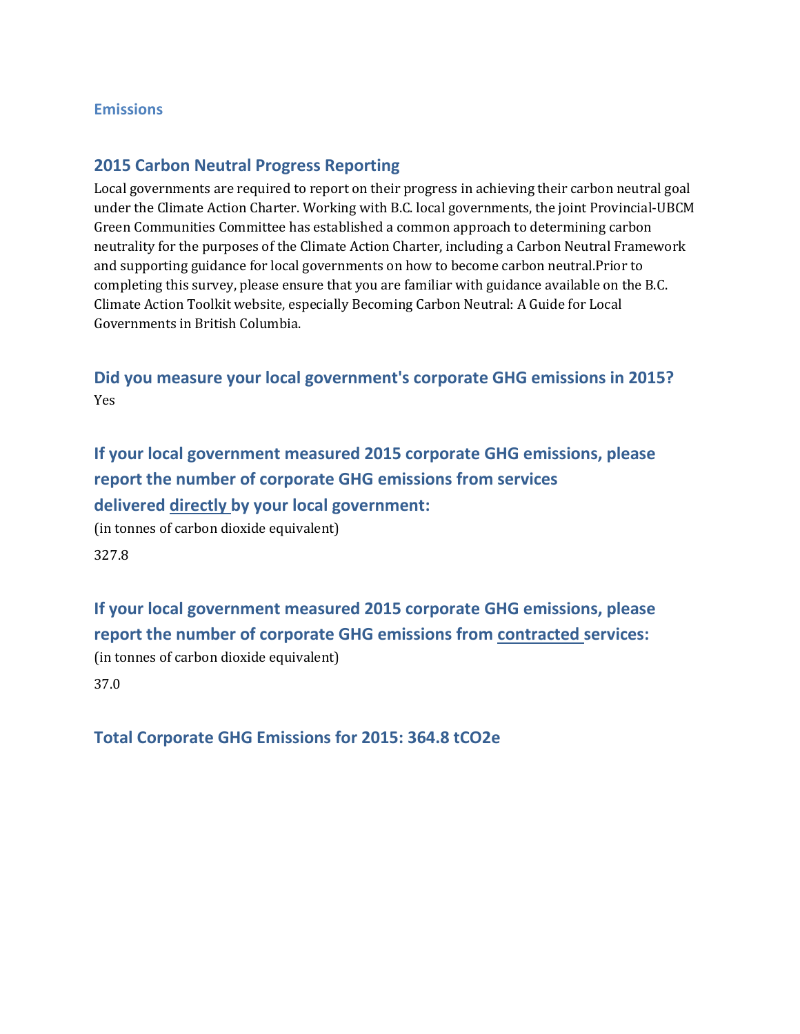### Emissions

## 2015 Carbon Neutral Progress Reporting

Local governments are required to report on their progress in achieving their carbon neutral goal under the Climate Action Charter. Working with B.C. local governments, the joint Provincial-UBCM Green Communities Committee has established a common approach to determining carbon neutrality for the purposes of the Climate Action Charter, including a Carbon Neutral Framework and supporting guidance for local governments on how to become carbon neutral.Prior to completing this survey, please ensure that you are familiar with guidance available on the B.C. Climate Action Toolkit website, especially Becoming Carbon Neutral: A Guide for Local Governments in British Columbia.

## Did you measure your local government's corporate GHG emissions in 2015?

Yes

## If your local government measured 2015 corporate GHG emissions, please report the number of corporate GHG emissions from services delivered directly by your local government:

(in tonnes of carbon dioxide equivalent)

327.8

## If your local government measured 2015 corporate GHG emissions, please report the number of corporate GHG emissions from contracted services:

(in tonnes of carbon dioxide equivalent)

37.0

## Total Corporate GHG Emissions for 2015: 364.8 $tCO_2e$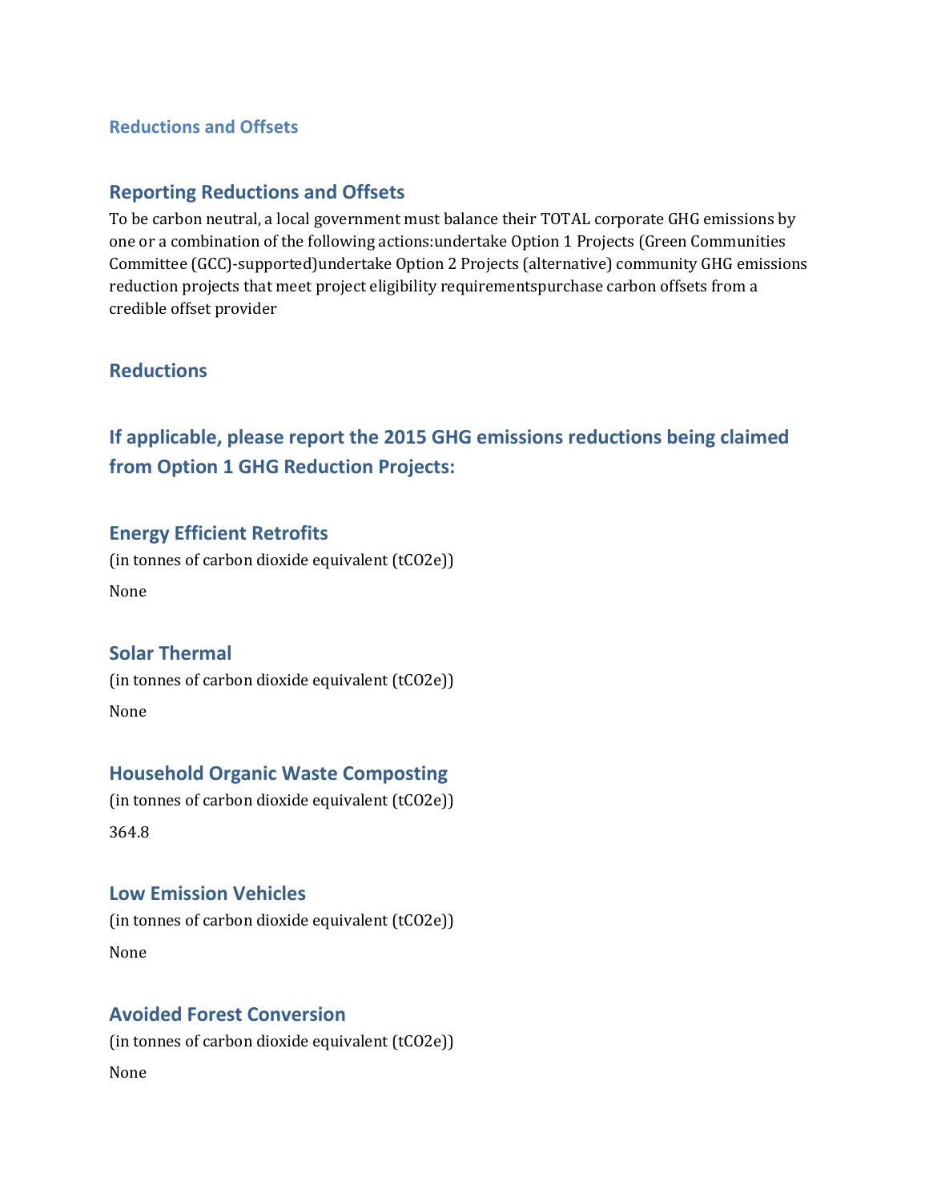### Reductions and Offsets

## Reporting Reductions and Offsets

To be carbon neutral, a local government must balance their TOTAL corporate GHG emissions by one or a combination of the following actions:undertake Option 1 Projects (Green Communities Committee (GCC)-supported)undertake Option 2 Projects (alternative) community GHG emissions reduction projects that meet project eligibility requirementspurchase carbon offsets from a credible offset provider

## Reductions

## If applicable, please report the 2015 GHG emissions reductions being claimed from Option 1 GHG Reduction Projects:

### Energy Efficient Retrofits

(in tonnes of carbon dioxide equivalent (tCO2e))

None

### Solar Thermal

(in tonnes of carbon dioxide equivalent (tCO2e))

None

### Household Organic Waste Composting

(in tonnes of carbon dioxide equivalent (tCO2e))

364.8

### Low Emission Vehicles

(in tonnes of carbon dioxide equivalent (tCO2e))

None

### Avoided Forest Conversion

(in tonnes of carbon dioxide equivalent (tCO2e))

None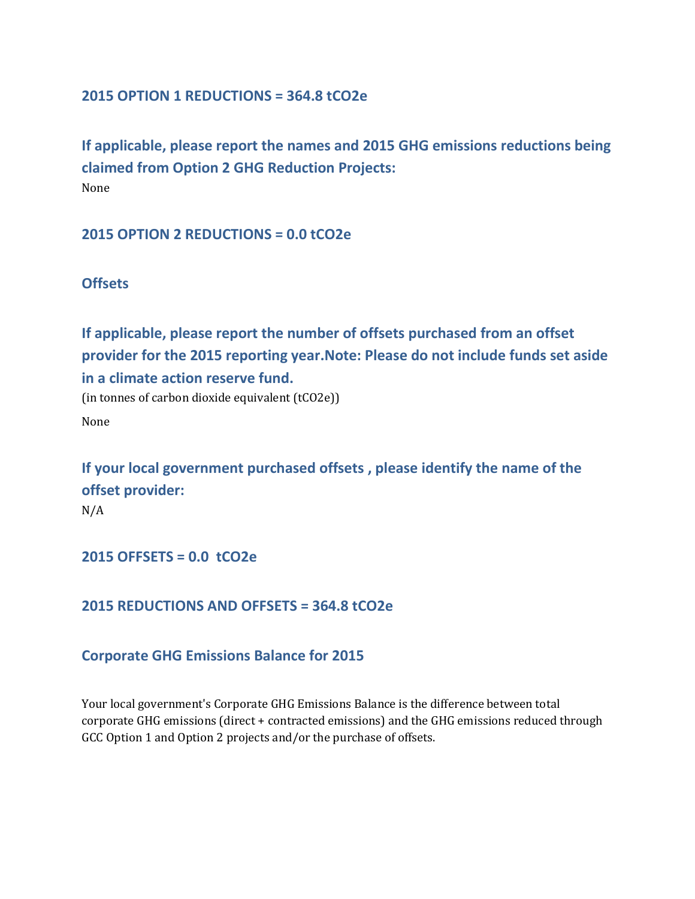### 2015 OPTION 1 REDUCTIONS = 364.8 tCO2e

### If applicable, please report the names and 2015 GHG emissions reductions being claimed from Option 2 GHG Reduction Projects:

None

### 2015 OPTION 2 REDUCTIONS = 0.0 tCO2e

### Offsets

### If applicable, please report the number of offsets purchased from an offset provider for the 2015 reporting year.Note: Please do not include funds set aside in a climate action reserve fund.

(in tonnes of carbon dioxide equivalent (tCO2e))

None

### If your local government purchased offsets , please identify the name of the offset provider:

N/A

### 2015 OFFSETS = 0.0 tCO2e

### 2015 REDUCTIONS AND OFFSETS = 364.8 tCO2e

### Corporate GHG Emissions Balance for 2015

Your local government's Corporate GHG Emissions Balance is the difference between total corporate GHG emissions (direct + contracted emissions) and the GHG emissions reduced through GCC Option 1 and Option 2 projects and/or the purchase of offsets.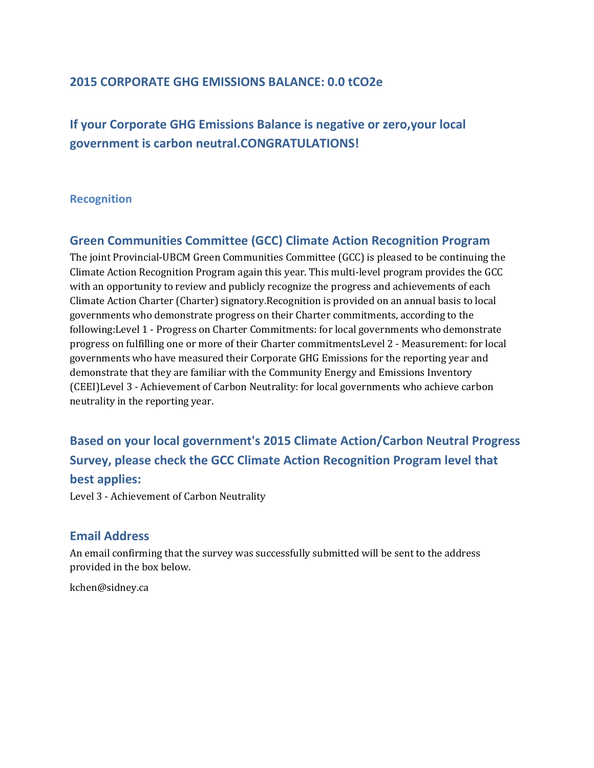## 2015 CORPORATE GHG EMISSIONS BALANCE: 0.0 tCO2e

## If your Corporate GHG Emissions Balance is negative or zero,your local government is carbon neutral.CONGRATULATIONS!

### Recognition

## Green Communities Committee (GCC) Climate Action Recognition Program

The joint Provincial-UBCM Green Communities Committee (GCC) is pleased to be continuing the Climate Action Recognition Program again this year. This multi-level program provides the GCC with an opportunity to review and publicly recognize the progress and achievements of each Climate Action Charter (Charter) signatory.Recognition is provided on an annual basis to local governments who demonstrate progress on their Charter commitments, according to the following:Level 1 - Progress on Charter Commitments: for local governments who demonstrate progress on fulfilling one or more of their Charter commitmentsLevel 2 - Measurement: for local governments who have measured their Corporate GHG Emissions for the reporting year and demonstrate that they are familiar with the Community Energy and Emissions Inventory (CEEI)Level 3 - Achievement of Carbon Neutrality: for local governments who achieve carbon neutrality in the reporting year.

## Based on your local government's 2015 Climate Action/Carbon Neutral Progress Survey, please check the GCC Climate Action Recognition Program level that best applies:

Level 3 - Achievement of Carbon Neutrality

## Email Address

An email confirming that the survey was successfully submitted will be sent to the address provided in the box below.

kchen@sidney.ca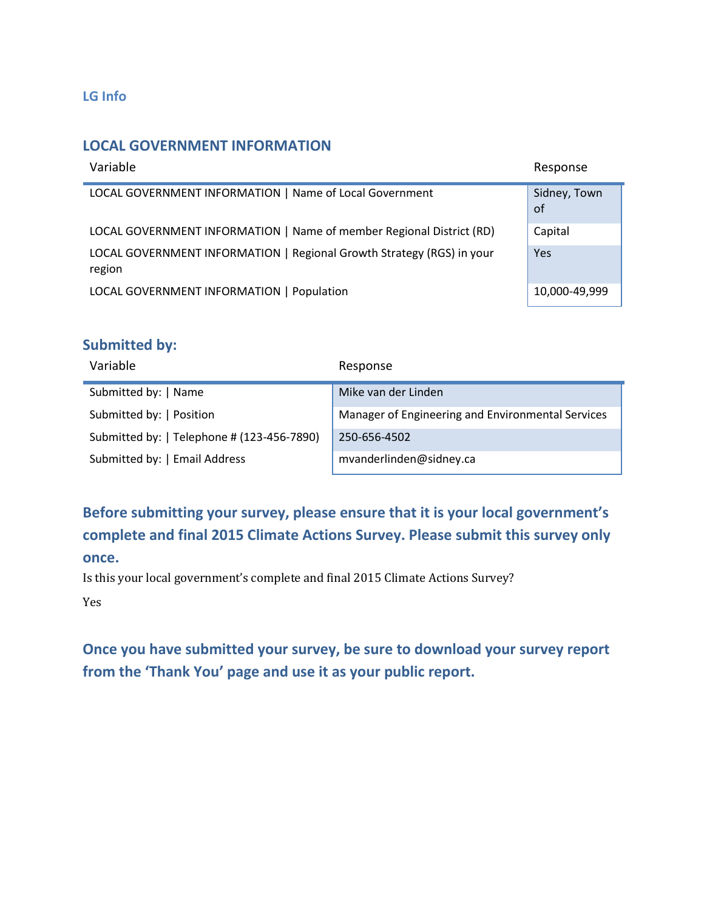## LG Info

### LOCAL GOVERNMENT INFORMATION

| Variable | Response |
|---|---|
| LOCAL GOVERNMENT INFORMATION \| Name of Local Government | Sidney, Town of |
| LOCAL GOVERNMENT INFORMATION \| Name of member Regional District (RD) | Capital |
| LOCAL GOVERNMENT INFORMATION \| Regional Growth Strategy (RGS) in your region | Yes |
| LOCAL GOVERNMENT INFORMATION \| Population | 10,000-49,999 |

### Submitted by:

| Variable | Response |
|---|---|
| Submitted by: \| Name | Mike van der Linden |
| Submitted by: \| Position | Manager of Engineering and Environmental Services |
| Submitted by: \| Telephone # (123-456-7890) | 250-656-4502 |
| Submitted by: \| Email Address | mvanderlinden@sidney.ca |

### Before submitting your survey, please ensure that it is your local government's complete and final 2015 Climate Actions Survey. Please submit this survey only once.

Is this your local government's complete and final 2015 Climate Actions Survey?

Yes

### Once you have submitted your survey, be sure to download your survey report from the 'Thank You' page and use it as your public report.